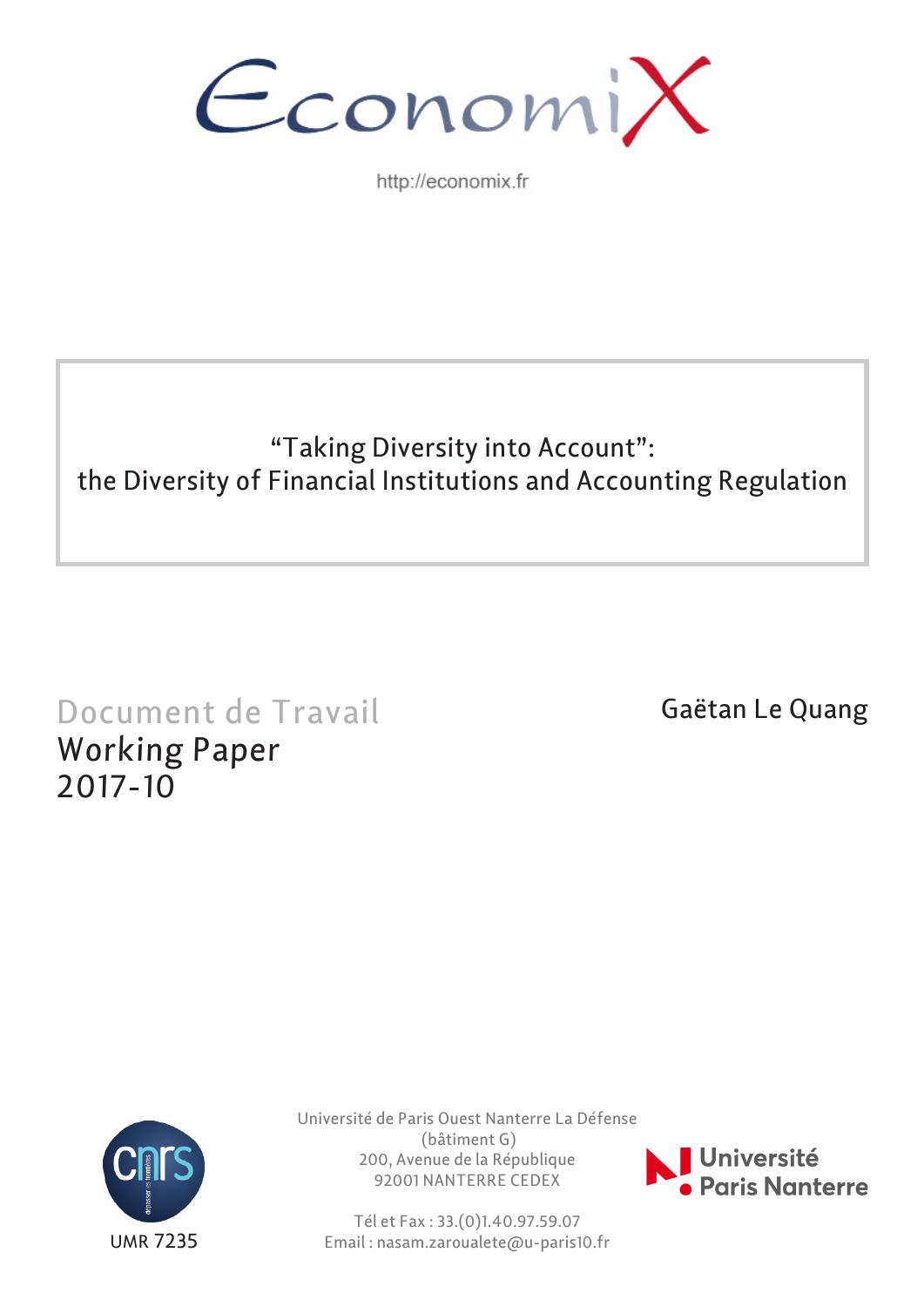EconomiX

http://economix.fr

# "Taking Diversity into Account": the Diversity of Financial Institutions and Accounting Regulation

Document de Travail
Working Paper
2017-10

Gaëtan Le Quang

UMR 7235

Université de Paris Ouest Nanterre La Défense
(bâtiment G)
200, Avenue de la République
92001 NANTERRE CEDEX

Tél et Fax : 33.(0)1.40.97.59.07
Email : nasam.zaroualete@u-paris10.fr

Université Paris Nanterre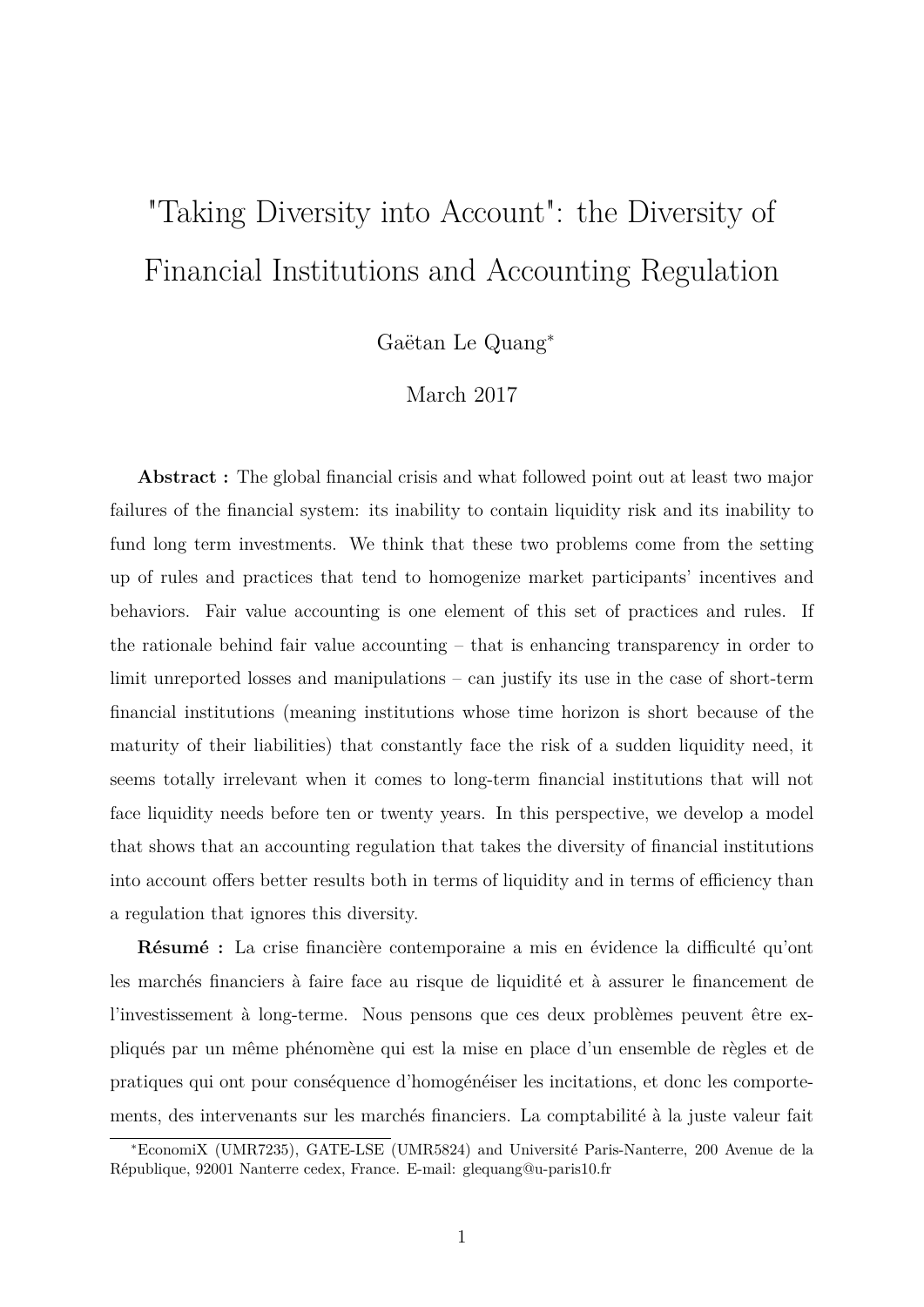# "Taking Diversity into Account": the Diversity of Financial Institutions and Accounting Regulation

Gaëtan Le Quang*

March 2017

**Abstract :** The global financial crisis and what followed point out at least two major failures of the financial system: its inability to contain liquidity risk and its inability to fund long term investments. We think that these two problems come from the setting up of rules and practices that tend to homogenize market participants' incentives and behaviors. Fair value accounting is one element of this set of practices and rules. If the rationale behind fair value accounting – that is enhancing transparency in order to limit unreported losses and manipulations – can justify its use in the case of short-term financial institutions (meaning institutions whose time horizon is short because of the maturity of their liabilities) that constantly face the risk of a sudden liquidity need, it seems totally irrelevant when it comes to long-term financial institutions that will not face liquidity needs before ten or twenty years. In this perspective, we develop a model that shows that an accounting regulation that takes the diversity of financial institutions into account offers better results both in terms of liquidity and in terms of efficiency than a regulation that ignores this diversity.

**Résumé :** La crise financière contemporaine a mis en évidence la difficulté qu'ont les marchés financiers à faire face au risque de liquidité et à assurer le financement de l'investissement à long-terme. Nous pensons que ces deux problèmes peuvent être expliqués par un même phénomène qui est la mise en place d'un ensemble de règles et de pratiques qui ont pour conséquence d'homogénéiser les incitations, et donc les comportements, des intervenants sur les marchés financiers. La comptabilité à la juste valeur fait

*EconomiX (UMR7235), GATE-LSE (UMR5824) and Université Paris-Nanterre, 200 Avenue de la République, 92001 Nanterre cedex, France. E-mail: glequang@u-paris10.fr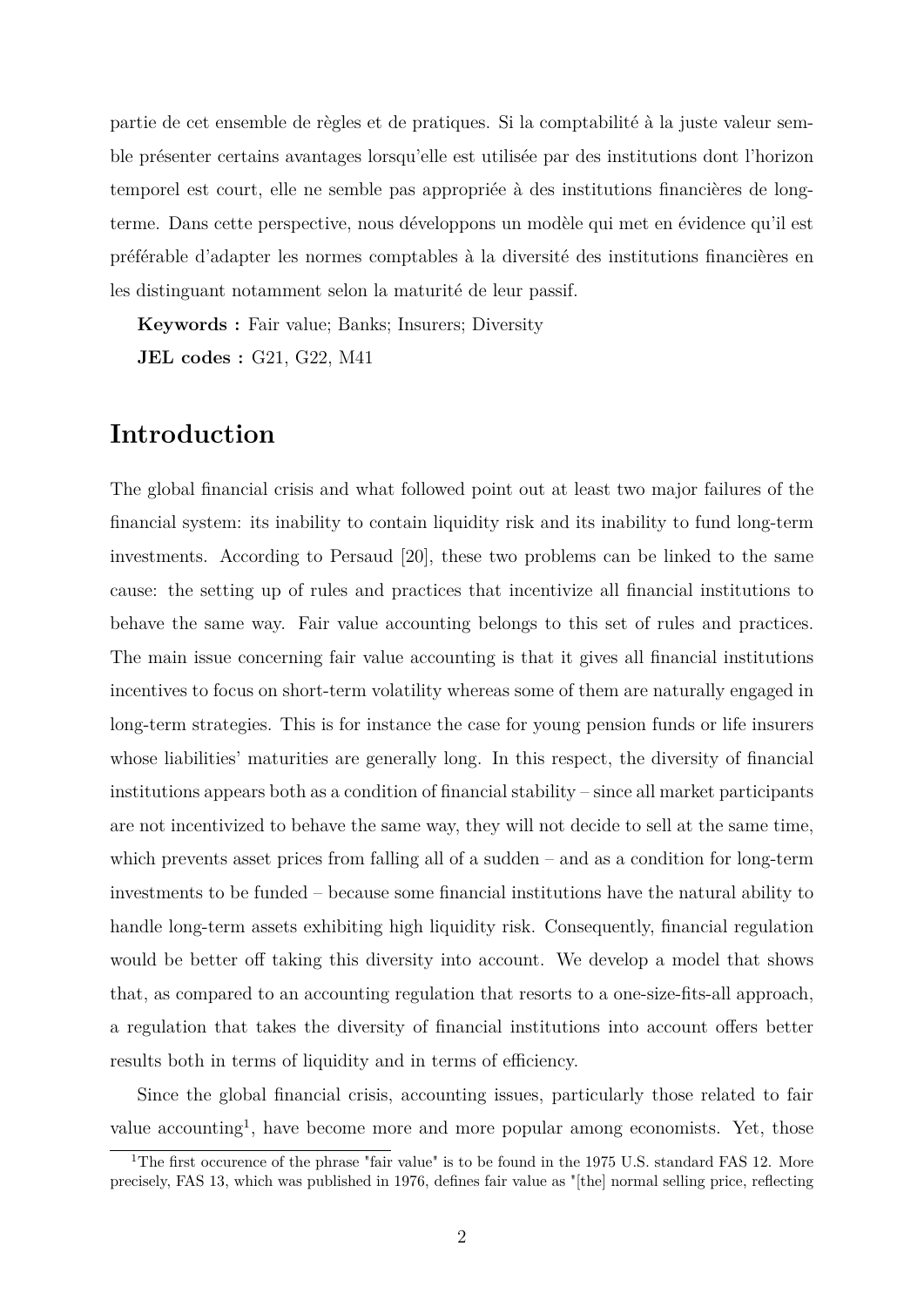partie de cet ensemble de règles et de pratiques. Si la comptabilité à la juste valeur semble présenter certains avantages lorsqu'elle est utilisée par des institutions dont l'horizon temporel est court, elle ne semble pas appropriée à des institutions financières de long-terme. Dans cette perspective, nous développons un modèle qui met en évidence qu'il est préférable d'adapter les normes comptables à la diversité des institutions financières en les distinguant notamment selon la maturité de leur passif.

**Keywords :** Fair value; Banks; Insurers; Diversity

**JEL codes :** G21, G22, M41

## Introduction

The global financial crisis and what followed point out at least two major failures of the financial system: its inability to contain liquidity risk and its inability to fund long-term investments. According to Persaud [20], these two problems can be linked to the same cause: the setting up of rules and practices that incentivize all financial institutions to behave the same way. Fair value accounting belongs to this set of rules and practices. The main issue concerning fair value accounting is that it gives all financial institutions incentives to focus on short-term volatility whereas some of them are naturally engaged in long-term strategies. This is for instance the case for young pension funds or life insurers whose liabilities' maturities are generally long. In this respect, the diversity of financial institutions appears both as a condition of financial stability – since all market participants are not incentivized to behave the same way, they will not decide to sell at the same time, which prevents asset prices from falling all of a sudden – and as a condition for long-term investments to be funded – because some financial institutions have the natural ability to handle long-term assets exhibiting high liquidity risk. Consequently, financial regulation would be better off taking this diversity into account. We develop a model that shows that, as compared to an accounting regulation that resorts to a one-size-fits-all approach, a regulation that takes the diversity of financial institutions into account offers better results both in terms of liquidity and in terms of efficiency.

Since the global financial crisis, accounting issues, particularly those related to fair value accounting[1], have become more and more popular among economists. Yet, those

[1] The first occurence of the phrase "fair value" is to be found in the 1975 U.S. standard FAS 12. More precisely, FAS 13, which was published in 1976, defines fair value as "[the] normal selling price, reflecting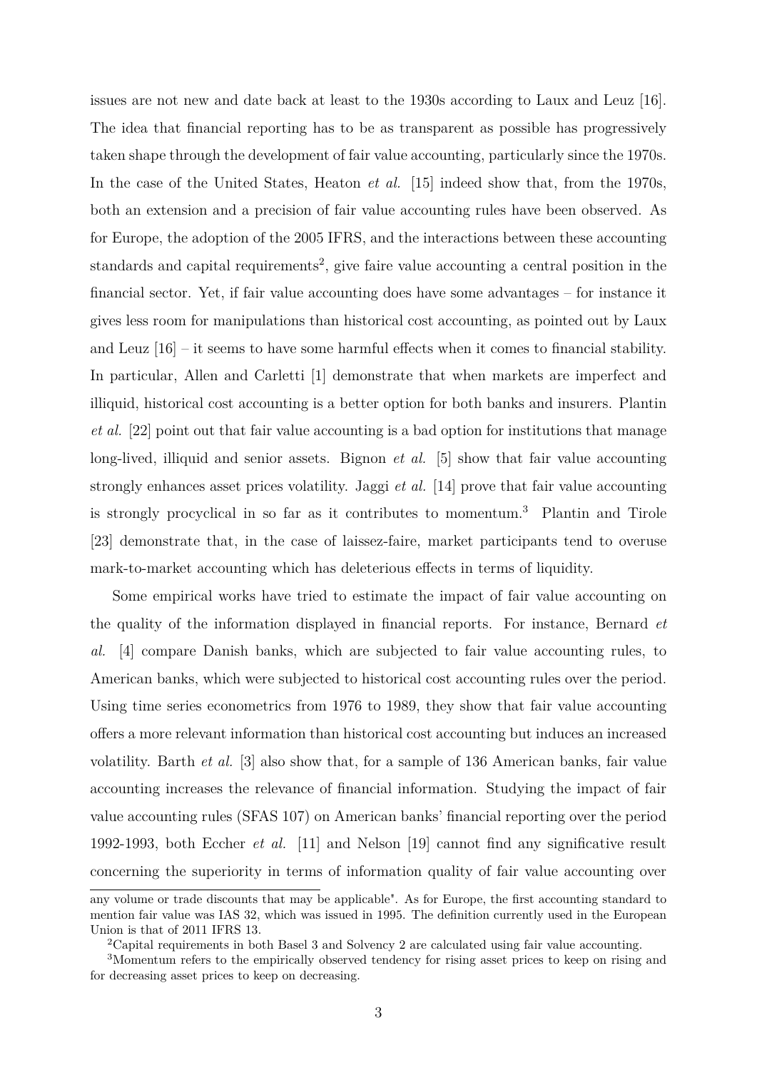issues are not new and date back at least to the 1930s according to Laux and Leuz [16]. The idea that financial reporting has to be as transparent as possible has progressively taken shape through the development of fair value accounting, particularly since the 1970s. In the case of the United States, Heaton *et al.* [15] indeed show that, from the 1970s, both an extension and a precision of fair value accounting rules have been observed. As for Europe, the adoption of the 2005 IFRS, and the interactions between these accounting standards and capital requirements[2], give faire value accounting a central position in the financial sector. Yet, if fair value accounting does have some advantages – for instance it gives less room for manipulations than historical cost accounting, as pointed out by Laux and Leuz [16] – it seems to have some harmful effects when it comes to financial stability. In particular, Allen and Carletti [1] demonstrate that when markets are imperfect and illiquid, historical cost accounting is a better option for both banks and insurers. Plantin *et al.* [22] point out that fair value accounting is a bad option for institutions that manage long-lived, illiquid and senior assets. Bignon *et al.* [5] show that fair value accounting strongly enhances asset prices volatility. Jaggi *et al.* [14] prove that fair value accounting is strongly procyclical in so far as it contributes to momentum.[3] Plantin and Tirole [23] demonstrate that, in the case of laissez-faire, market participants tend to overuse mark-to-market accounting which has deleterious effects in terms of liquidity.

Some empirical works have tried to estimate the impact of fair value accounting on the quality of the information displayed in financial reports. For instance, Bernard *et al.* [4] compare Danish banks, which are subjected to fair value accounting rules, to American banks, which were subjected to historical cost accounting rules over the period. Using time series econometrics from 1976 to 1989, they show that fair value accounting offers a more relevant information than historical cost accounting but induces an increased volatility. Barth *et al.* [3] also show that, for a sample of 136 American banks, fair value accounting increases the relevance of financial information. Studying the impact of fair value accounting rules (SFAS 107) on American banks' financial reporting over the period 1992-1993, both Eccher *et al.* [11] and Nelson [19] cannot find any significative result concerning the superiority in terms of information quality of fair value accounting over

---

any volume or trade discounts that may be applicable". As for Europe, the first accounting standard to mention fair value was IAS 32, which was issued in 1995. The definition currently used in the European Union is that of 2011 IFRS 13.

[2]Capital requirements in both Basel 3 and Solvency 2 are calculated using fair value accounting.

[3]Momentum refers to the empirically observed tendency for rising asset prices to keep on rising and for decreasing asset prices to keep on decreasing.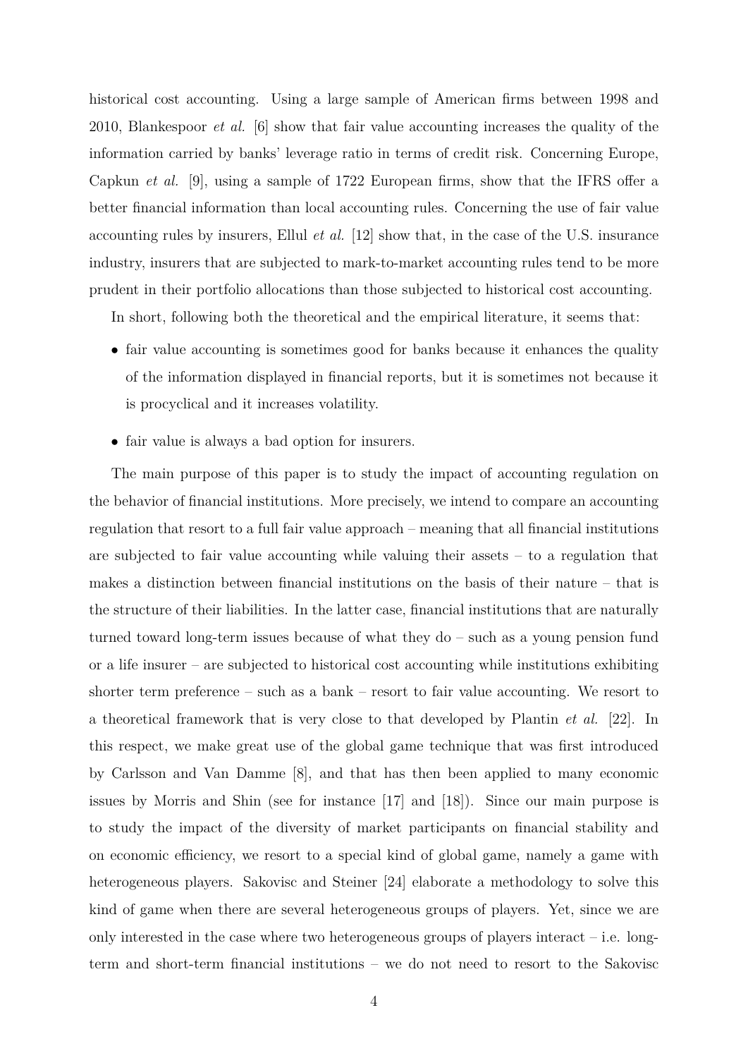historical cost accounting. Using a large sample of American firms between 1998 and 2010, Blankespoor *et al.* [6] show that fair value accounting increases the quality of the information carried by banks' leverage ratio in terms of credit risk. Concerning Europe, Capkun *et al.* [9], using a sample of 1722 European firms, show that the IFRS offer a better financial information than local accounting rules. Concerning the use of fair value accounting rules by insurers, Ellul *et al.* [12] show that, in the case of the U.S. insurance industry, insurers that are subjected to mark-to-market accounting rules tend to be more prudent in their portfolio allocations than those subjected to historical cost accounting.

In short, following both the theoretical and the empirical literature, it seems that:

- fair value accounting is sometimes good for banks because it enhances the quality of the information displayed in financial reports, but it is sometimes not because it is procyclical and it increases volatility.
- fair value is always a bad option for insurers.

The main purpose of this paper is to study the impact of accounting regulation on the behavior of financial institutions. More precisely, we intend to compare an accounting regulation that resort to a full fair value approach – meaning that all financial institutions are subjected to fair value accounting while valuing their assets – to a regulation that makes a distinction between financial institutions on the basis of their nature – that is the structure of their liabilities. In the latter case, financial institutions that are naturally turned toward long-term issues because of what they do – such as a young pension fund or a life insurer – are subjected to historical cost accounting while institutions exhibiting shorter term preference – such as a bank – resort to fair value accounting. We resort to a theoretical framework that is very close to that developed by Plantin *et al.* [22]. In this respect, we make great use of the global game technique that was first introduced by Carlsson and Van Damme [8], and that has then been applied to many economic issues by Morris and Shin (see for instance [17] and [18]). Since our main purpose is to study the impact of the diversity of market participants on financial stability and on economic efficiency, we resort to a special kind of global game, namely a game with heterogeneous players. Sakovisc and Steiner [24] elaborate a methodology to solve this kind of game when there are several heterogeneous groups of players. Yet, since we are only interested in the case where two heterogeneous groups of players interact – i.e. long-term and short-term financial institutions – we do not need to resort to the Sakovisc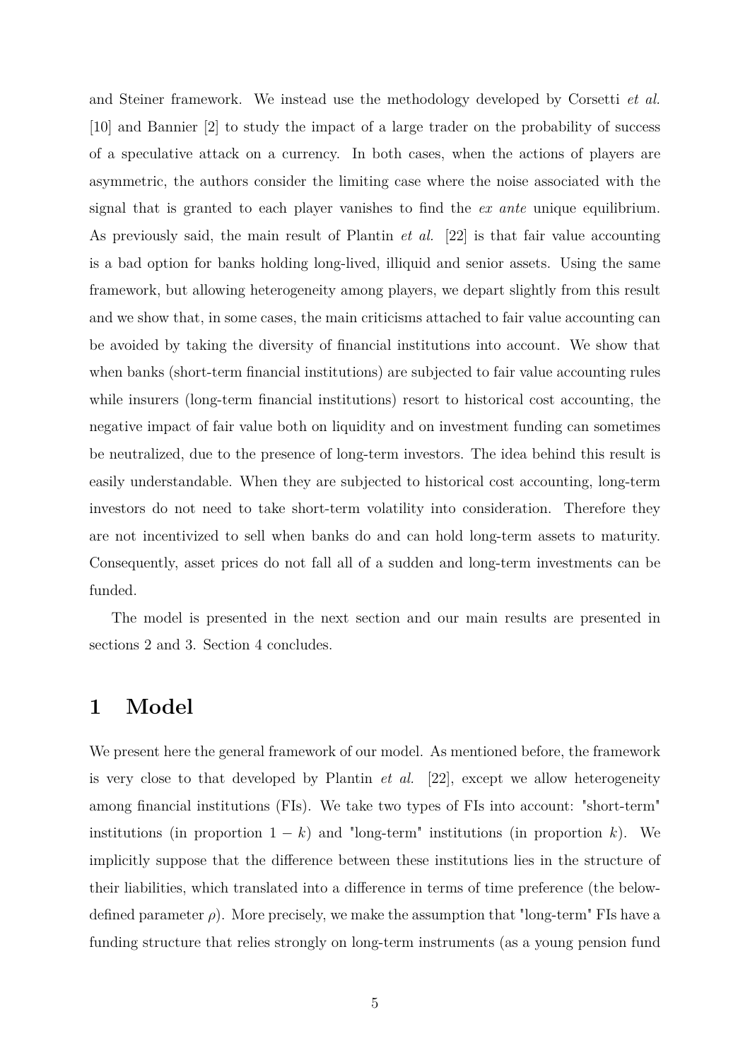and Steiner framework. We instead use the methodology developed by Corsetti *et al.* [10] and Bannier [2] to study the impact of a large trader on the probability of success of a speculative attack on a currency. In both cases, when the actions of players are asymmetric, the authors consider the limiting case where the noise associated with the signal that is granted to each player vanishes to find the *ex ante* unique equilibrium. As previously said, the main result of Plantin *et al.* [22] is that fair value accounting is a bad option for banks holding long-lived, illiquid and senior assets. Using the same framework, but allowing heterogeneity among players, we depart slightly from this result and we show that, in some cases, the main criticisms attached to fair value accounting can be avoided by taking the diversity of financial institutions into account. We show that when banks (short-term financial institutions) are subjected to fair value accounting rules while insurers (long-term financial institutions) resort to historical cost accounting, the negative impact of fair value both on liquidity and on investment funding can sometimes be neutralized, due to the presence of long-term investors. The idea behind this result is easily understandable. When they are subjected to historical cost accounting, long-term investors do not need to take short-term volatility into consideration. Therefore they are not incentivized to sell when banks do and can hold long-term assets to maturity. Consequently, asset prices do not fall all of a sudden and long-term investments can be funded.

The model is presented in the next section and our main results are presented in sections 2 and 3. Section 4 concludes.

# 1 Model

We present here the general framework of our model. As mentioned before, the framework is very close to that developed by Plantin *et al.* [22], except we allow heterogeneity among financial institutions (FIs). We take two types of FIs into account: "short-term" institutions (in proportion $1 - k$) and "long-term" institutions (in proportion $k$). We implicitly suppose that the difference between these institutions lies in the structure of their liabilities, which translated into a difference in terms of time preference (the below-defined parameter $\rho$). More precisely, we make the assumption that "long-term" FIs have a funding structure that relies strongly on long-term instruments (as a young pension fund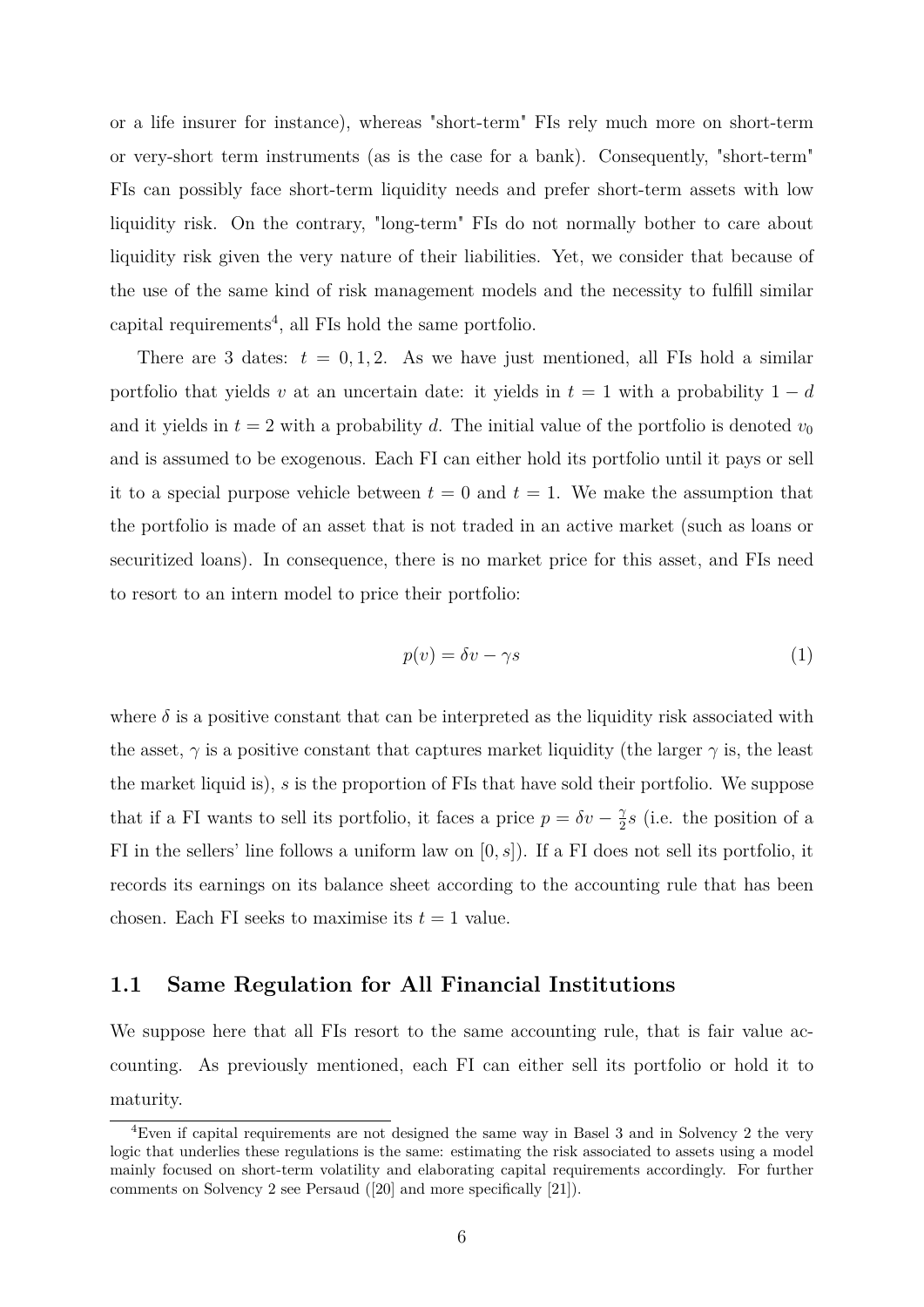or a life insurer for instance), whereas "short-term" FIs rely much more on short-term or very-short term instruments (as is the case for a bank). Consequently, "short-term" FIs can possibly face short-term liquidity needs and prefer short-term assets with low liquidity risk. On the contrary, "long-term" FIs do not normally bother to care about liquidity risk given the very nature of their liabilities. Yet, we consider that because of the use of the same kind of risk management models and the necessity to fulfill similar capital requirements[4], all FIs hold the same portfolio.

There are 3 dates: $t = 0, 1, 2$. As we have just mentioned, all FIs hold a similar portfolio that yields $v$ at an uncertain date: it yields in $t = 1$ with a probability $1 - d$ and it yields in $t = 2$ with a probability $d$. The initial value of the portfolio is denoted $v_0$ and is assumed to be exogenous. Each FI can either hold its portfolio until it pays or sell it to a special purpose vehicle between $t = 0$ and $t = 1$. We make the assumption that the portfolio is made of an asset that is not traded in an active market (such as loans or securitized loans). In consequence, there is no market price for this asset, and FIs need to resort to an intern model to price their portfolio:

$$p(v) = \delta v - \gamma s \tag{1}$$

where $\delta$ is a positive constant that can be interpreted as the liquidity risk associated with the asset, $\gamma$ is a positive constant that captures market liquidity (the larger $\gamma$ is, the least the market liquid is), $s$ is the proportion of FIs that have sold their portfolio. We suppose that if a FI wants to sell its portfolio, it faces a price $p = \delta v - \frac{\gamma}{2}s$ (i.e. the position of a FI in the sellers' line follows a uniform law on $[0, s]$). If a FI does not sell its portfolio, it records its earnings on its balance sheet according to the accounting rule that has been chosen. Each FI seeks to maximise its $t = 1$ value.

## 1.1 Same Regulation for All Financial Institutions

We suppose here that all FIs resort to the same accounting rule, that is fair value accounting. As previously mentioned, each FI can either sell its portfolio or hold it to maturity.

[4] Even if capital requirements are not designed the same way in Basel 3 and in Solvency 2 the very logic that underlies these regulations is the same: estimating the risk associated to assets using a model mainly focused on short-term volatility and elaborating capital requirements accordingly. For further comments on Solvency 2 see Persaud ([20] and more specifically [21]).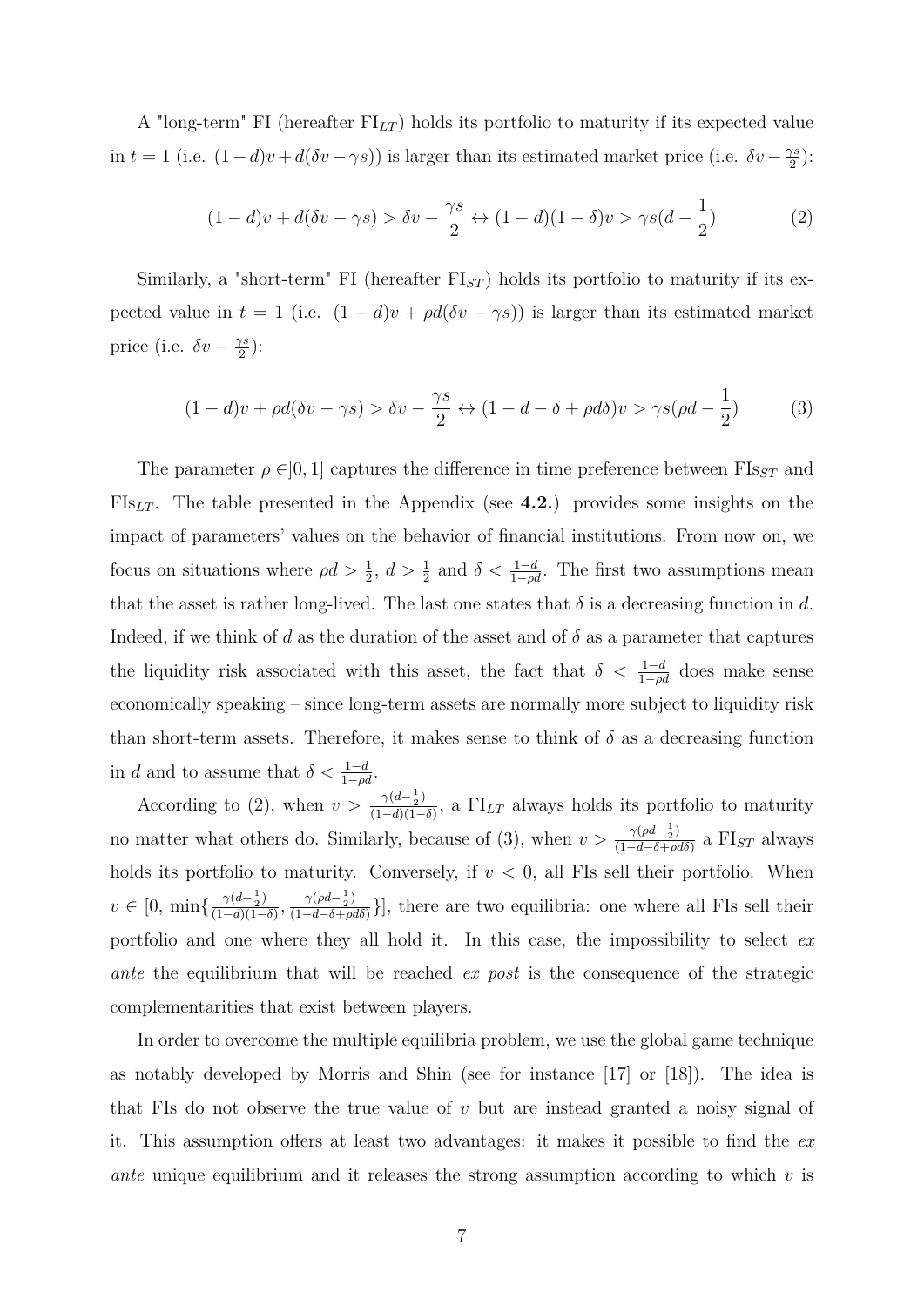A "long-term" FI (hereafter $\text{FI}_{LT}$) holds its portfolio to maturity if its expected value in $t = 1$ (i.e. $(1-d)v + d(\delta v - \gamma s)$) is larger than its estimated market price (i.e. $\delta v - \frac{\gamma s}{2}$):

$$(1-d)v + d(\delta v - \gamma s) > \delta v - \frac{\gamma s}{2} \leftrightarrow (1-d)(1-\delta)v > \gamma s(d - \frac{1}{2}) \tag{2}$$

Similarly, a "short-term" FI (hereafter $\text{FI}_{ST}$) holds its portfolio to maturity if its expected value in $t = 1$ (i.e. $(1-d)v + \rho d(\delta v - \gamma s)$) is larger than its estimated market price (i.e. $\delta v - \frac{\gamma s}{2}$):

$$(1-d)v + \rho d(\delta v - \gamma s) > \delta v - \frac{\gamma s}{2} \leftrightarrow (1 - d - \delta + \rho d\delta)v > \gamma s(\rho d - \frac{1}{2}) \tag{3}$$

The parameter $\rho \in ]0, 1]$ captures the difference in time preference between $\text{FIs}_{ST}$ and $\text{FIs}_{LT}$. The table presented in the Appendix (see **4.2.**) provides some insights on the impact of parameters' values on the behavior of financial institutions. From now on, we focus on situations where $\rho d > \frac{1}{2}$, $d > \frac{1}{2}$ and $\delta < \frac{1-d}{1-\rho d}$. The first two assumptions mean that the asset is rather long-lived. The last one states that $\delta$ is a decreasing function in $d$. Indeed, if we think of $d$ as the duration of the asset and of $\delta$ as a parameter that captures the liquidity risk associated with this asset, the fact that $\delta < \frac{1-d}{1-\rho d}$ does make sense economically speaking – since long-term assets are normally more subject to liquidity risk than short-term assets. Therefore, it makes sense to think of $\delta$ as a decreasing function in $d$ and to assume that $\delta < \frac{1-d}{1-\rho d}$.

According to (2), when $v > \frac{\gamma(d-\frac{1}{2})}{(1-d)(1-\delta)}$, a $\text{FI}_{LT}$ always holds its portfolio to maturity no matter what others do. Similarly, because of (3), when $v > \frac{\gamma(\rho d-\frac{1}{2})}{(1-d-\delta+\rho d\delta)}$ a $\text{FI}_{ST}$ always holds its portfolio to maturity. Conversely, if $v < 0$, all FIs sell their portfolio. When $v \in [0, \min\{\frac{\gamma(d-\frac{1}{2})}{(1-d)(1-\delta)}, \frac{\gamma(\rho d-\frac{1}{2})}{(1-d-\delta+\rho d\delta)}\}]$, there are two equilibria: one where all FIs sell their portfolio and one where they all hold it. In this case, the impossibility to select *ex ante* the equilibrium that will be reached *ex post* is the consequence of the strategic complementarities that exist between players.

In order to overcome the multiple equilibria problem, we use the global game technique as notably developed by Morris and Shin (see for instance [17] or [18]). The idea is that FIs do not observe the true value of $v$ but are instead granted a noisy signal of it. This assumption offers at least two advantages: it makes it possible to find the *ex ante* unique equilibrium and it releases the strong assumption according to which $v$ is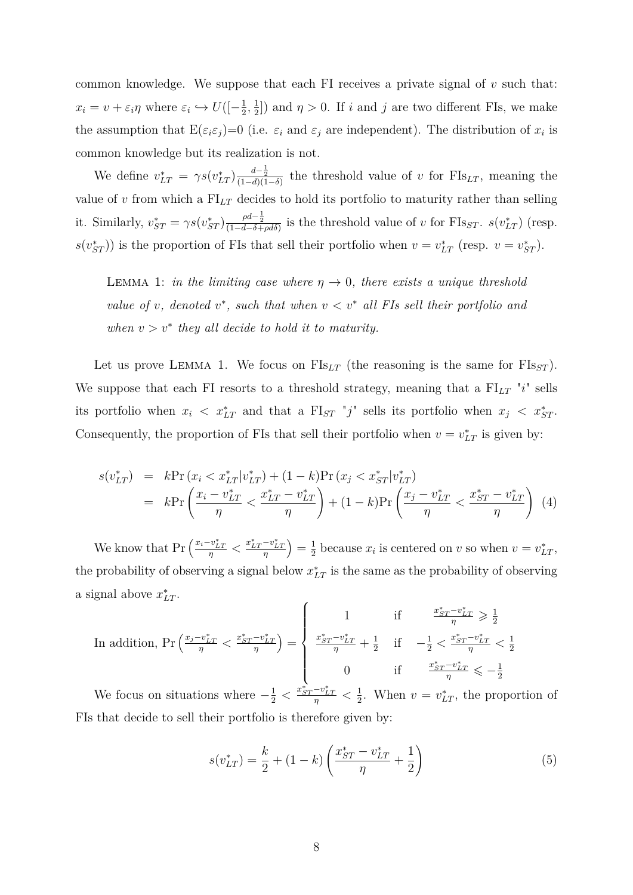common knowledge. We suppose that each FI receives a private signal of $v$ such that: $x_i = v + \varepsilon_i \eta$ where $\varepsilon_i \hookrightarrow U([-\frac{1}{2}, \frac{1}{2}])$ and $\eta > 0$. If $i$ and $j$ are two different FIs, we make the assumption that $\mathrm{E}(\varepsilon_i \varepsilon_j)$=0 (i.e. $\varepsilon_i$ and $\varepsilon_j$ are independent). The distribution of $x_i$ is common knowledge but its realization is not.

We define $v^*_{LT} = \gamma s(v^*_{LT}) \frac{d-\frac{1}{2}}{(1-d)(1-\delta)}$ the threshold value of $v$ for FIs$_{LT}$, meaning the value of $v$ from which a FI$_{LT}$ decides to hold its portfolio to maturity rather than selling it. Similarly, $v^*_{ST} = \gamma s(v^*_{ST}) \frac{\rho d - \frac{1}{2}}{(1-d-\delta+\rho d\delta)}$ is the threshold value of $v$ for FIs$_{ST}$. $s(v^*_{LT})$ (resp. $s(v^*_{ST})$) is the proportion of FIs that sell their portfolio when $v = v^*_{LT}$ (resp. $v = v^*_{ST}$).

> LEMMA 1: *in the limiting case where $\eta \to 0$, there exists a unique threshold value of $v$, denoted $v^*$, such that when $v < v^*$ all FIs sell their portfolio and when $v > v^*$ they all decide to hold it to maturity.*

Let us prove LEMMA 1. We focus on FIs$_{LT}$ (the reasoning is the same for FIs$_{ST}$). We suppose that each FI resorts to a threshold strategy, meaning that a FI$_{LT}$ "$i$" sells its portfolio when $x_i < x^*_{LT}$ and that a FI$_{ST}$ "$j$" sells its portfolio when $x_j < x^*_{ST}$. Consequently, the proportion of FIs that sell their portfolio when $v = v^*_{LT}$ is given by:

$$
\begin{aligned}
s(v^*_{LT}) &= k\Pr\left(x_i < x^*_{LT} | v^*_{LT}\right) + (1-k)\Pr\left(x_j < x^*_{ST} | v^*_{LT}\right) \\
&= k\Pr\left(\frac{x_i - v^*_{LT}}{\eta} < \frac{x^*_{LT} - v^*_{LT}}{\eta}\right) + (1-k)\Pr\left(\frac{x_j - v^*_{LT}}{\eta} < \frac{x^*_{ST} - v^*_{LT}}{\eta}\right) \quad (4)
\end{aligned}
$$

We know that $\Pr\left(\frac{x_i - v^*_{LT}}{\eta} < \frac{x^*_{LT} - v^*_{LT}}{\eta}\right) = \frac{1}{2}$ because $x_i$ is centered on $v$ so when $v = v^*_{LT}$, the probability of observing a signal below $x^*_{LT}$ is the same as the probability of observing a signal above $x^*_{LT}$.

In addition, $\Pr\left(\frac{x_j - v^*_{LT}}{\eta} < \frac{x^*_{ST} - v^*_{LT}}{\eta}\right) = \begin{cases} 1 & \text{if} \quad \frac{x^*_{ST} - v^*_{LT}}{\eta} \geqslant \frac{1}{2} \\ \frac{x^*_{ST} - v^*_{LT}}{\eta} + \frac{1}{2} & \text{if} \quad -\frac{1}{2} < \frac{x^*_{ST} - v^*_{LT}}{\eta} < \frac{1}{2} \\ 0 & \text{if} \quad \frac{x^*_{ST} - v^*_{LT}}{\eta} \leqslant -\frac{1}{2} \end{cases}$

We focus on situations where $-\frac{1}{2} < \frac{x^*_{ST} - v^*_{LT}}{\eta} < \frac{1}{2}$. When $v = v^*_{LT}$, the proportion of FIs that decide to sell their portfolio is therefore given by:

$$
s(v^*_{LT}) = \frac{k}{2} + (1-k)\left(\frac{x^*_{ST} - v^*_{LT}}{\eta} + \frac{1}{2}\right) \quad (5)
$$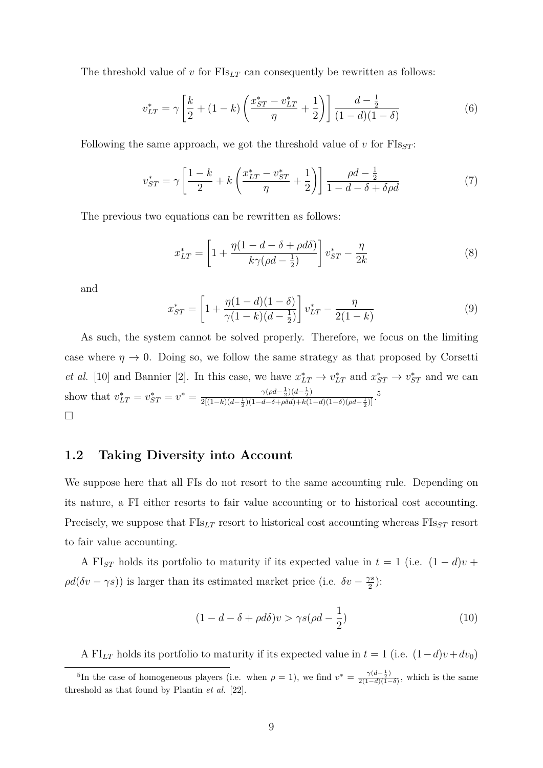The threshold value of $v$ for $\text{FIs}_{LT}$ can consequently be rewritten as follows:

$$v^*_{LT} = \gamma \left[ \frac{k}{2} + (1-k) \left( \frac{x^*_{ST} - v^*_{LT}}{\eta} + \frac{1}{2} \right) \right] \frac{d - \frac{1}{2}}{(1-d)(1-\delta)} \tag{6}$$

Following the same approach, we got the threshold value of $v$ for $\text{FIs}_{ST}$:

$$v^*_{ST} = \gamma \left[ \frac{1-k}{2} + k \left( \frac{x^*_{LT} - v^*_{ST}}{\eta} + \frac{1}{2} \right) \right] \frac{\rho d - \frac{1}{2}}{1 - d - \delta + \delta \rho d} \tag{7}$$

The previous two equations can be rewritten as follows:

$$x^*_{LT} = \left[ 1 + \frac{\eta(1 - d - \delta + \rho d \delta)}{k\gamma(\rho d - \frac{1}{2})} \right] v^*_{ST} - \frac{\eta}{2k} \tag{8}$$

and

$$x^*_{ST} = \left[ 1 + \frac{\eta(1-d)(1-\delta)}{\gamma(1-k)(d - \frac{1}{2})} \right] v^*_{LT} - \frac{\eta}{2(1-k)} \tag{9}$$

As such, the system cannot be solved properly. Therefore, we focus on the limiting case where $\eta \to 0$. Doing so, we follow the same strategy as that proposed by Corsetti *et al.* [10] and Bannier [2]. In this case, we have $x^*_{LT} \to v^*_{LT}$ and $x^*_{ST} \to v^*_{ST}$ and we can show that $v^*_{LT} = v^*_{ST} = v^* = \frac{\gamma(\rho d - \frac{1}{2})(d - \frac{1}{2})}{2[(1-k)(d-\frac{1}{2})(1-d-\delta+\rho\delta d) + k(1-d)(1-\delta)(\rho d - \frac{1}{2})]}$.[5]

□

## 1.2 Taking Diversity into Account

We suppose here that all FIs do not resort to the same accounting rule. Depending on its nature, a FI either resorts to fair value accounting or to historical cost accounting. Precisely, we suppose that $\text{FIs}_{LT}$ resort to historical cost accounting whereas $\text{FIs}_{ST}$ resort to fair value accounting.

A $\text{FI}_{ST}$ holds its portfolio to maturity if its expected value in $t = 1$ (i.e. $(1-d)v + \rho d(\delta v - \gamma s)$) is larger than its estimated market price (i.e. $\delta v - \frac{\gamma s}{2}$):

$$(1 - d - \delta + \rho d \delta)v > \gamma s(\rho d - \frac{1}{2}) \tag{10}$$

A $\text{FI}_{LT}$ holds its portfolio to maturity if its expected value in $t = 1$ (i.e. $(1-d)v + dv_0$)

---

[5] In the case of homogeneous players (i.e. when $\rho = 1$), we find $v^* = \frac{\gamma(d - \frac{1}{2})}{2(1-d)(1-\delta)}$, which is the same threshold as that found by Plantin *et al.* [22].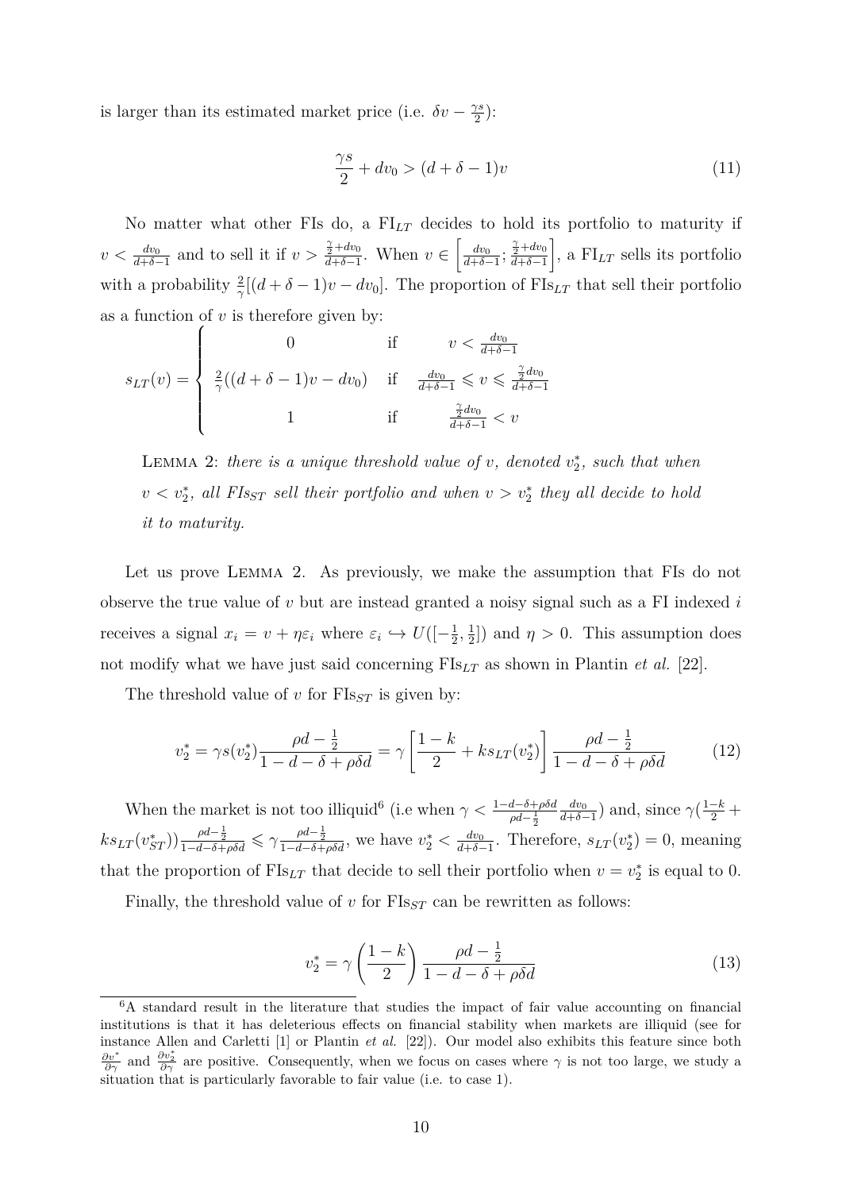is larger than its estimated market price (i.e. $\delta v - \frac{\gamma s}{2}$):

$$\frac{\gamma s}{2} + dv_0 > (d + \delta - 1)v \tag{11}$$

No matter what other FIs do, a $\text{FI}_{LT}$ decides to hold its portfolio to maturity if $v < \frac{dv_0}{d+\delta-1}$ and to sell it if $v > \frac{\frac{\gamma}{2}+dv_0}{d+\delta-1}$. When $v \in \left[\frac{dv_0}{d+\delta-1}; \frac{\frac{\gamma}{2}+dv_0}{d+\delta-1}\right]$, a $\text{FI}_{LT}$ sells its portfolio with a probability $\frac{2}{\gamma}[(d+\delta-1)v - dv_0]$. The proportion of $\text{FIs}_{LT}$ that sell their portfolio as a function of $v$ is therefore given by:

$$s_{LT}(v) = \begin{cases} 0 & \text{if} \quad v < \frac{dv_0}{d+\delta-1} \\ \frac{2}{\gamma}((d+\delta-1)v - dv_0) & \text{if} \quad \frac{dv_0}{d+\delta-1} \leqslant v \leqslant \frac{\frac{\gamma}{2}dv_0}{d+\delta-1} \\ 1 & \text{if} \quad \frac{\frac{\gamma}{2}dv_0}{d+\delta-1} < v \end{cases}$$

> LEMMA 2: *there is a unique threshold value of $v$, denoted $v_2^*$, such that when $v < v_2^*$, all $FIs_{ST}$ sell their portfolio and when $v > v_2^*$ they all decide to hold it to maturity.*

Let us prove LEMMA 2. As previously, we make the assumption that FIs do not observe the true value of $v$ but are instead granted a noisy signal such as a FI indexed $i$ receives a signal $x_i = v + \eta\varepsilon_i$ where $\varepsilon_i \hookrightarrow U([-\frac{1}{2}, \frac{1}{2}])$ and $\eta > 0$. This assumption does not modify what we have just said concerning $\text{FIs}_{LT}$ as shown in Plantin *et al.* [22].

The threshold value of $v$ for $\text{FIs}_{ST}$ is given by:

$$v_2^* = \gamma s(v_2^*) \frac{\rho d - \frac{1}{2}}{1 - d - \delta + \rho\delta d} = \gamma \left[\frac{1-k}{2} + ks_{LT}(v_2^*)\right] \frac{\rho d - \frac{1}{2}}{1 - d - \delta + \rho\delta d} \tag{12}$$

When the market is not too illiquid[6] (i.e when $\gamma < \frac{1-d-\delta+\rho\delta d}{\rho d - \frac{1}{2}} \frac{dv_0}{d+\delta-1}$) and, since $\gamma(\frac{1-k}{2} + ks_{LT}(v_{ST}^*)) \frac{\rho d - \frac{1}{2}}{1-d-\delta+\rho\delta d} \leqslant \gamma \frac{\rho d - \frac{1}{2}}{1-d-\delta+\rho\delta d}$, we have $v_2^* < \frac{dv_0}{d+\delta-1}$. Therefore, $s_{LT}(v_2^*) = 0$, meaning that the proportion of $\text{FIs}_{LT}$ that decide to sell their portfolio when $v = v_2^*$ is equal to 0.

Finally, the threshold value of $v$ for $\text{FIs}_{ST}$ can be rewritten as follows:

$$v_2^* = \gamma \left(\frac{1-k}{2}\right) \frac{\rho d - \frac{1}{2}}{1 - d - \delta + \rho\delta d} \tag{13}$$

---

[6] A standard result in the literature that studies the impact of fair value accounting on financial institutions is that it has deleterious effects on financial stability when markets are illiquid (see for instance Allen and Carletti [1] or Plantin *et al.* [22]). Our model also exhibits this feature since both $\frac{\partial v^*}{\partial \gamma}$ and $\frac{\partial v_2^*}{\partial \gamma}$ are positive. Consequently, when we focus on cases where $\gamma$ is not too large, we study a situation that is particularly favorable to fair value (i.e. to case 1).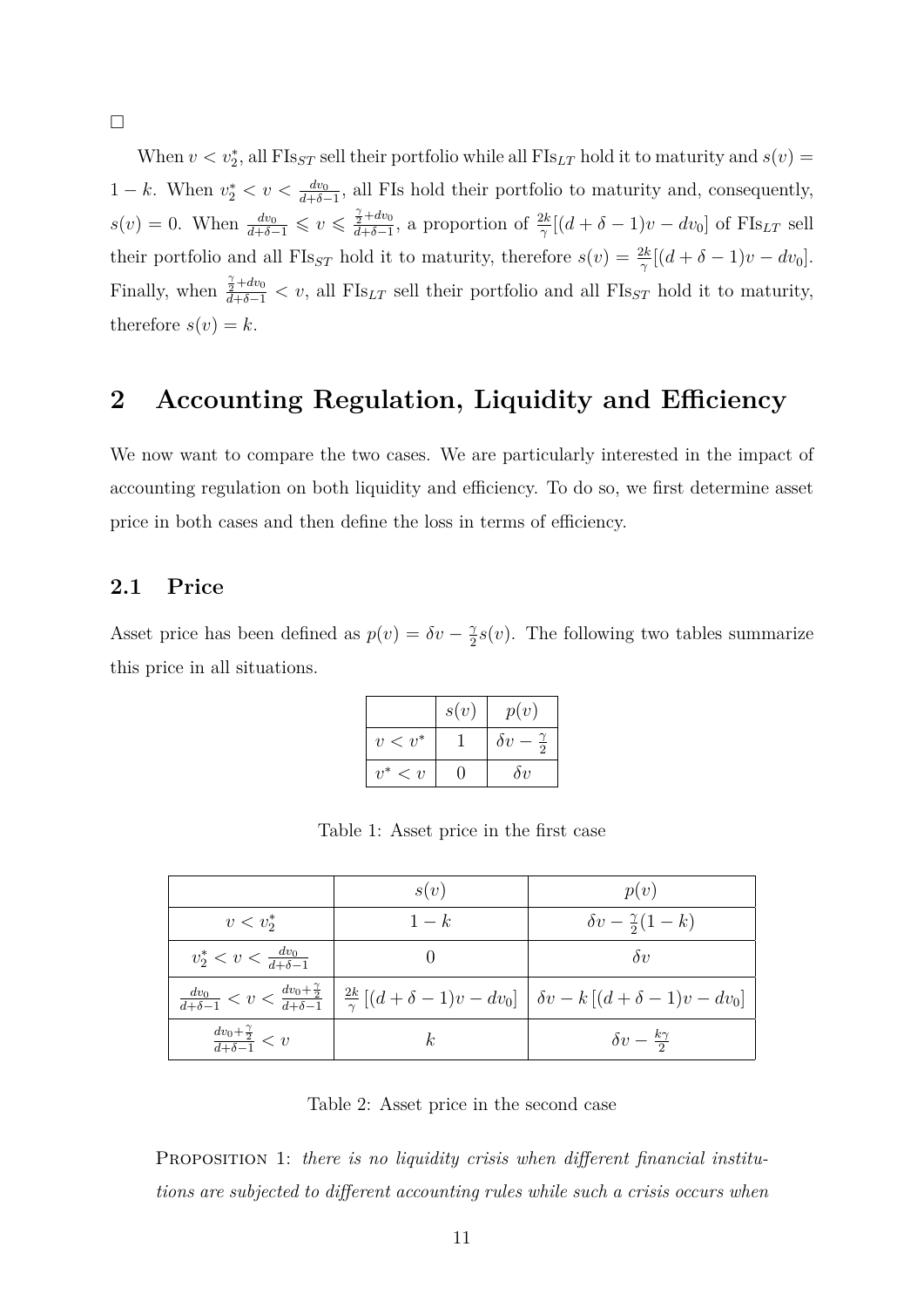□

When $v < v_2^*$, all $\text{FIs}_{ST}$ sell their portfolio while all $\text{FIs}_{LT}$ hold it to maturity and $s(v) = 1-k$. When $v_2^* < v < \frac{dv_0}{d+\delta-1}$, all FIs hold their portfolio to maturity and, consequently, $s(v) = 0$. When $\frac{dv_0}{d+\delta-1} \leqslant v \leqslant \frac{\frac{\gamma}{2}+dv_0}{d+\delta-1}$, a proportion of $\frac{2k}{\gamma}[(d+\delta-1)v - dv_0]$ of $\text{FIs}_{LT}$ sell their portfolio and all $\text{FIs}_{ST}$ hold it to maturity, therefore $s(v) = \frac{2k}{\gamma}[(d+\delta-1)v - dv_0]$. Finally, when $\frac{\frac{\gamma}{2}+dv_0}{d+\delta-1} < v$, all $\text{FIs}_{LT}$ sell their portfolio and all $\text{FIs}_{ST}$ hold it to maturity, therefore $s(v) = k$.

## 2 Accounting Regulation, Liquidity and Efficiency

We now want to compare the two cases. We are particularly interested in the impact of accounting regulation on both liquidity and efficiency. To do so, we first determine asset price in both cases and then define the loss in terms of efficiency.

### 2.1 Price

Asset price has been defined as $p(v) = \delta v - \frac{\gamma}{2}s(v)$. The following two tables summarize this price in all situations.

| | $s(v)$ | $p(v)$ |
|---|---|---|
| $v < v^*$ | 1 | $\delta v - \frac{\gamma}{2}$ |
| $v^* < v$ | 0 | $\delta v$ |

Table 1: Asset price in the first case

| | $s(v)$ | $p(v)$ |
|---|---|---|
| $v < v_2^*$ | $1-k$ | $\delta v - \frac{\gamma}{2}(1-k)$ |
| $v_2^* < v < \frac{dv_0}{d+\delta-1}$ | 0 | $\delta v$ |
| $\frac{dv_0}{d+\delta-1} < v < \frac{dv_0+\frac{\gamma}{2}}{d+\delta-1}$ | $\frac{2k}{\gamma}\left[(d+\delta-1)v - dv_0\right]$ | $\delta v - k\left[(d+\delta-1)v - dv_0\right]$ |
| $\frac{dv_0+\frac{\gamma}{2}}{d+\delta-1} < v$ | $k$ | $\delta v - \frac{k\gamma}{2}$ |

Table 2: Asset price in the second case

Proposition 1: *there is no liquidity crisis when different financial institutions are subjected to different accounting rules while such a crisis occurs when*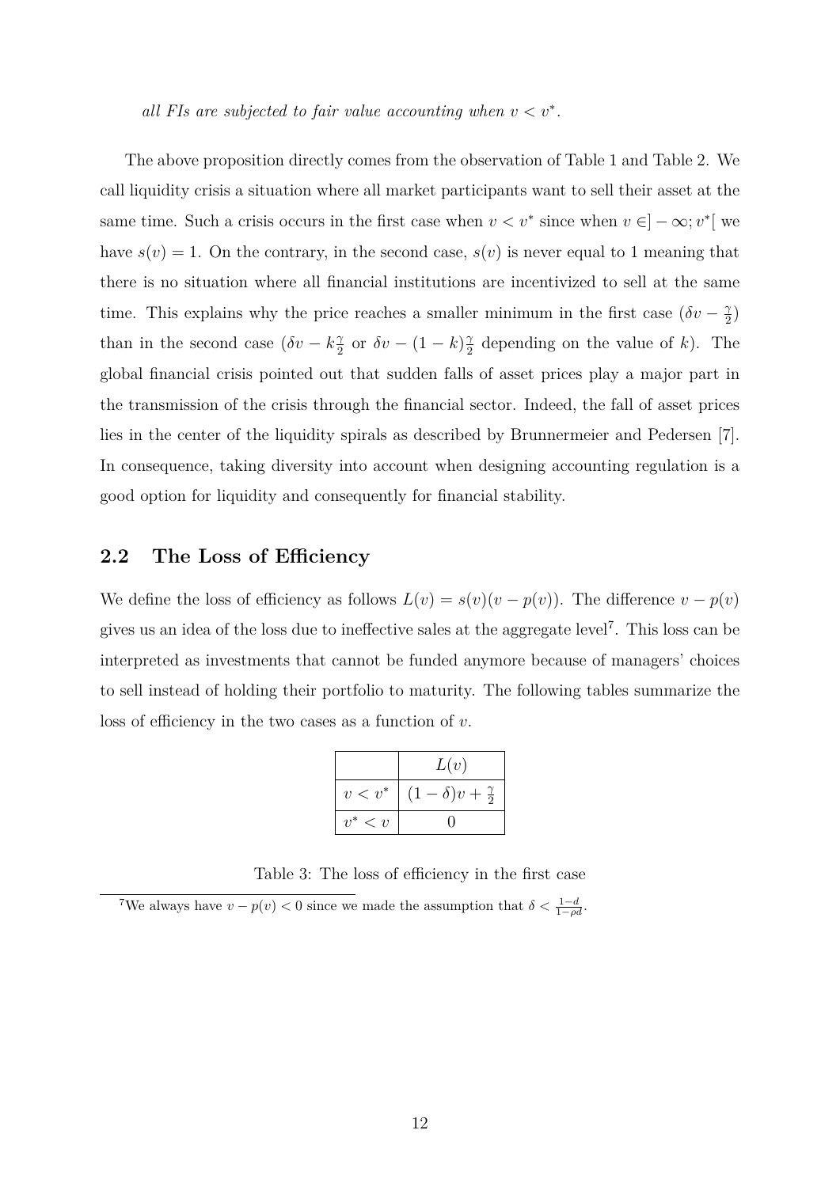*all FIs are subjected to fair value accounting when $v < v^*$.*

The above proposition directly comes from the observation of Table 1 and Table 2. We call liquidity crisis a situation where all market participants want to sell their asset at the same time. Such a crisis occurs in the first case when $v < v^*$ since when $v \in ]-\infty; v^*[$ we have $s(v) = 1$. On the contrary, in the second case, $s(v)$ is never equal to 1 meaning that there is no situation where all financial institutions are incentivized to sell at the same time. This explains why the price reaches a smaller minimum in the first case ($\delta v - \frac{\gamma}{2}$) than in the second case ($\delta v - k\frac{\gamma}{2}$ or $\delta v - (1-k)\frac{\gamma}{2}$ depending on the value of $k$). The global financial crisis pointed out that sudden falls of asset prices play a major part in the transmission of the crisis through the financial sector. Indeed, the fall of asset prices lies in the center of the liquidity spirals as described by Brunnermeier and Pedersen [7]. In consequence, taking diversity into account when designing accounting regulation is a good option for liquidity and consequently for financial stability.

## 2.2 The Loss of Efficiency

We define the loss of efficiency as follows $L(v) = s(v)(v - p(v))$. The difference $v - p(v)$ gives us an idea of the loss due to ineffective sales at the aggregate level[7]. This loss can be interpreted as investments that cannot be funded anymore because of managers' choices to sell instead of holding their portfolio to maturity. The following tables summarize the loss of efficiency in the two cases as a function of $v$.

| | $L(v)$ |
|---|---|
| $v < v^*$ | $(1-\delta)v + \frac{\gamma}{2}$ |
| $v^* < v$ | 0 |

Table 3: The loss of efficiency in the first case

[7] We always have $v - p(v) < 0$ since we made the assumption that $\delta < \frac{1-d}{1-\rho d}$.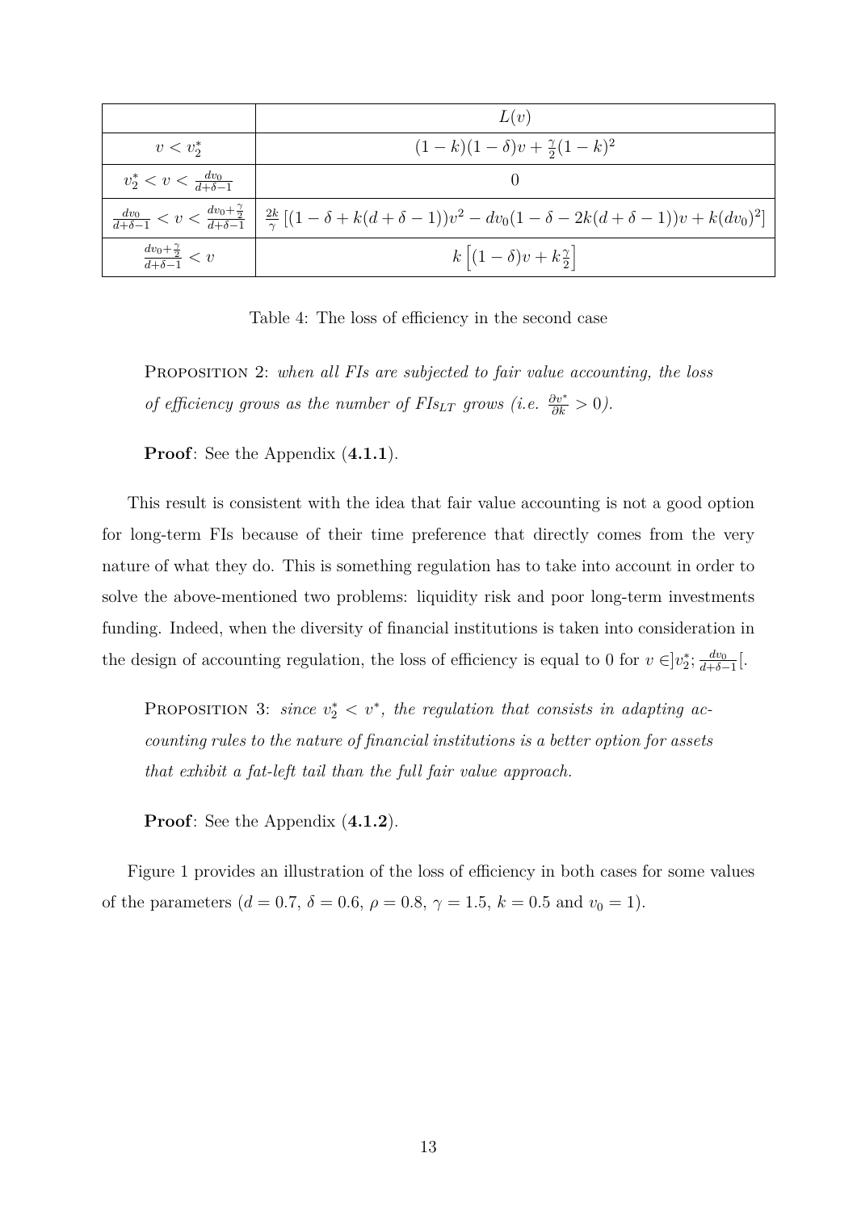|  | $L(v)$ |
| --- | --- |
| $v < v_2^*$ | $(1-k)(1-\delta)v + \frac{\gamma}{2}(1-k)^2$ |
| $v_2^* < v < \frac{dv_0}{d+\delta-1}$ | $0$ |
| $\frac{dv_0}{d+\delta-1} < v < \frac{dv_0+\frac{\gamma}{2}}{d+\delta-1}$ | $\frac{2k}{\gamma}\left[(1-\delta+k(d+\delta-1))v^2 - dv_0(1-\delta-2k(d+\delta-1))v + k(dv_0)^2\right]$ |
| $\frac{dv_0+\frac{\gamma}{2}}{d+\delta-1} < v$ | $k\left[(1-\delta)v + k\frac{\gamma}{2}\right]$ |

Table 4: The loss of efficiency in the second case

PROPOSITION 2: *when all FIs are subjected to fair value accounting, the loss of efficiency grows as the number of FIs$_{LT}$ grows (i.e. $\frac{\partial v^*}{\partial k} > 0$).*

**Proof**: See the Appendix (**4.1.1**).

This result is consistent with the idea that fair value accounting is not a good option for long-term FIs because of their time preference that directly comes from the very nature of what they do. This is something regulation has to take into account in order to solve the above-mentioned two problems: liquidity risk and poor long-term investments funding. Indeed, when the diversity of financial institutions is taken into consideration in the design of accounting regulation, the loss of efficiency is equal to 0 for $v \in ]v_2^*; \frac{dv_0}{d+\delta-1}[$.

PROPOSITION 3: *since $v_2^* < v^*$, the regulation that consists in adapting accounting rules to the nature of financial institutions is a better option for assets that exhibit a fat-left tail than the full fair value approach.*

**Proof**: See the Appendix (**4.1.2**).

Figure 1 provides an illustration of the loss of efficiency in both cases for some values of the parameters ($d = 0.7$, $\delta = 0.6$, $\rho = 0.8$, $\gamma = 1.5$, $k = 0.5$ and $v_0 = 1$).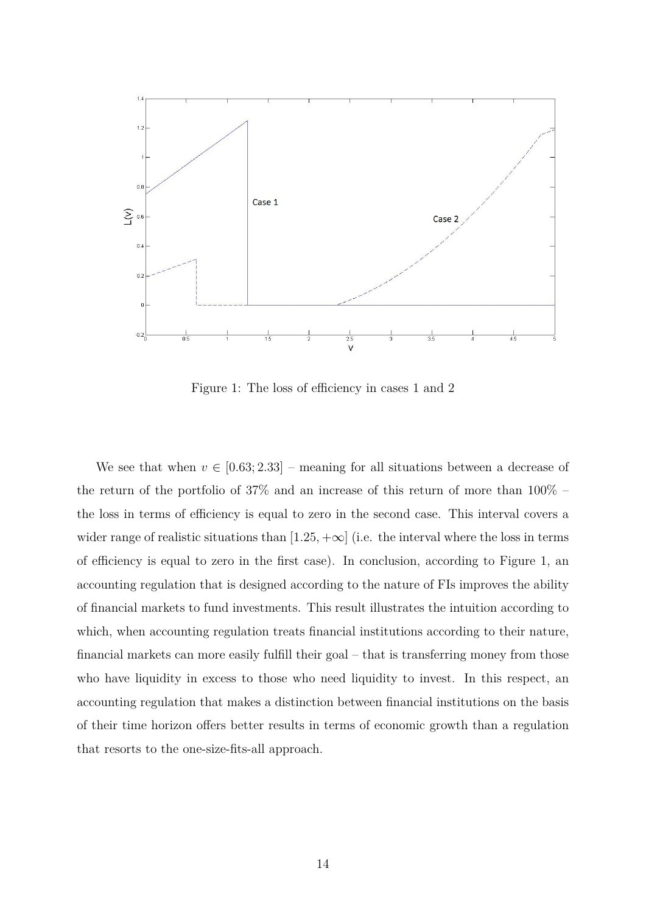Figure 1: The loss of efficiency in cases 1 and 2

We see that when $v \in [0.63; 2.33]$ – meaning for all situations between a decrease of the return of the portfolio of 37% and an increase of this return of more than 100% – the loss in terms of efficiency is equal to zero in the second case. This interval covers a wider range of realistic situations than $[1.25, +\infty]$ (i.e. the interval where the loss in terms of efficiency is equal to zero in the first case). In conclusion, according to Figure 1, an accounting regulation that is designed according to the nature of FIs improves the ability of financial markets to fund investments. This result illustrates the intuition according to which, when accounting regulation treats financial institutions according to their nature, financial markets can more easily fulfill their goal – that is transferring money from those who have liquidity in excess to those who need liquidity to invest. In this respect, an accounting regulation that makes a distinction between financial institutions on the basis of their time horizon offers better results in terms of economic growth than a regulation that resorts to the one-size-fits-all approach.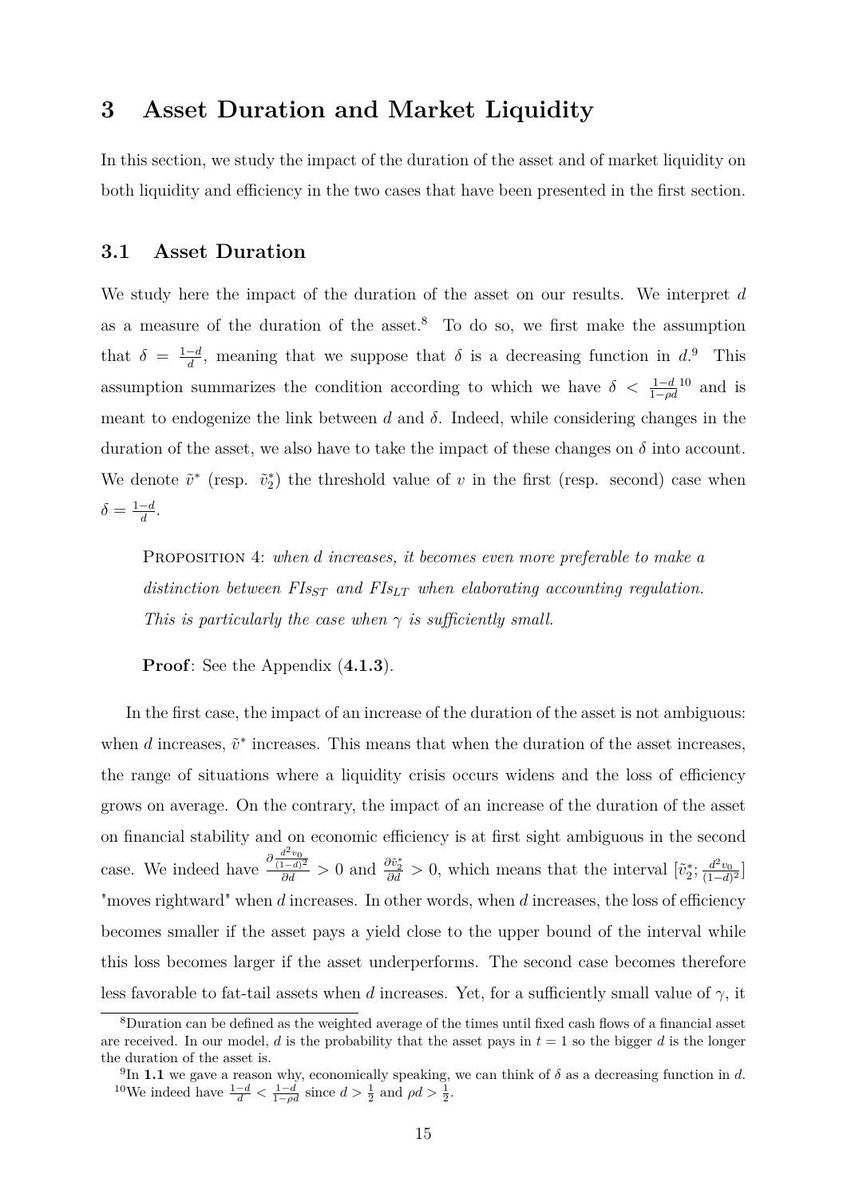## 3 Asset Duration and Market Liquidity

In this section, we study the impact of the duration of the asset and of market liquidity on both liquidity and efficiency in the two cases that have been presented in the first section.

### 3.1 Asset Duration

We study here the impact of the duration of the asset on our results. We interpret $d$ as a measure of the duration of the asset.[8] To do so, we first make the assumption that $\delta = \frac{1-d}{d}$, meaning that we suppose that $\delta$ is a decreasing function in $d$.[9] This assumption summarizes the condition according to which we have $\delta < \frac{1-d}{1-\rho d}$[10] and is meant to endogenize the link between $d$ and $\delta$. Indeed, while considering changes in the duration of the asset, we also have to take the impact of these changes on $\delta$ into account. We denote $\tilde{v}^*$ (resp. $\tilde{v}_2^*$) the threshold value of $v$ in the first (resp. second) case when $\delta = \frac{1-d}{d}$.

> Proposition 4: *when d increases, it becomes even more preferable to make a distinction between $FIs_{ST}$ and $FIs_{LT}$ when elaborating accounting regulation. This is particularly the case when $\gamma$ is sufficiently small.*
>
> **Proof**: See the Appendix (**4.1.3**).

In the first case, the impact of an increase of the duration of the asset is not ambiguous: when $d$ increases, $\tilde{v}^*$ increases. This means that when the duration of the asset increases, the range of situations where a liquidity crisis occurs widens and the loss of efficiency grows on average. On the contrary, the impact of an increase of the duration of the asset on financial stability and on economic efficiency is at first sight ambiguous in the second case. We indeed have $\frac{\partial \frac{d^2 v_0}{(1-d)^2}}{\partial d} > 0$ and $\frac{\partial \tilde{v}_2^*}{\partial d} > 0$, which means that the interval $[\tilde{v}_2^*; \frac{d^2 v_0}{(1-d)^2}]$ "moves rightward" when $d$ increases. In other words, when $d$ increases, the loss of efficiency becomes smaller if the asset pays a yield close to the upper bound of the interval while this loss becomes larger if the asset underperforms. The second case becomes therefore less favorable to fat-tail assets when $d$ increases. Yet, for a sufficiently small value of $\gamma$, it

---

[8] Duration can be defined as the weighted average of the times until fixed cash flows of a financial asset are received. In our model, $d$ is the probability that the asset pays in $t = 1$ so the bigger $d$ is the longer the duration of the asset is.

[9] In **1.1** we gave a reason why, economically speaking, we can think of $\delta$ as a decreasing function in $d$.

[10] We indeed have $\frac{1-d}{d} < \frac{1-d}{1-\rho d}$ since $d > \frac{1}{2}$ and $\rho d > \frac{1}{2}$.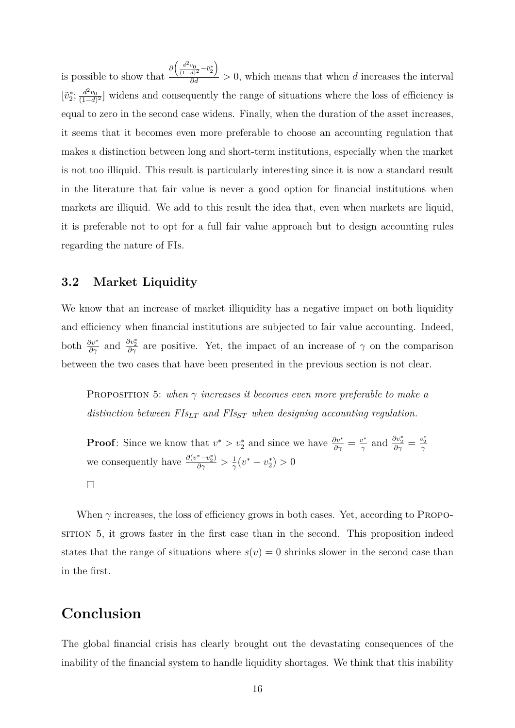is possible to show that $\frac{\partial\left(\frac{d^2 v_0}{(1-d)^2}-\tilde{v}_2^*\right)}{\partial d}>0$, which means that when $d$ increases the interval $[\tilde{v}_2^*; \frac{d^2 v_0}{(1-d)^2}]$ widens and consequently the range of situations where the loss of efficiency is equal to zero in the second case widens. Finally, when the duration of the asset increases, it seems that it becomes even more preferable to choose an accounting regulation that makes a distinction between long and short-term institutions, especially when the market is not too illiquid. This result is particularly interesting since it is now a standard result in the literature that fair value is never a good option for financial institutions when markets are illiquid. We add to this result the idea that, even when markets are liquid, it is preferable not to opt for a full fair value approach but to design accounting rules regarding the nature of FIs.

### 3.2 Market Liquidity

We know that an increase of market illiquidity has a negative impact on both liquidity and efficiency when financial institutions are subjected to fair value accounting. Indeed, both $\frac{\partial v^*}{\partial \gamma}$ and $\frac{\partial v_2^*}{\partial \gamma}$ are positive. Yet, the impact of an increase of $\gamma$ on the comparison between the two cases that have been presented in the previous section is not clear.

> PROPOSITION 5: *when $\gamma$ increases it becomes even more preferable to make a distinction between $FIs_{LT}$ and $FIs_{ST}$ when designing accounting regulation.*
>
> **Proof**: Since we know that $v^* > v_2^*$ and since we have $\frac{\partial v^*}{\partial \gamma} = \frac{v^*}{\gamma}$ and $\frac{\partial v_2^*}{\partial \gamma} = \frac{v_2^*}{\gamma}$ we consequently have $\frac{\partial (v^* - v_2^*)}{\partial \gamma} > \frac{1}{\gamma}(v^* - v_2^*) > 0$
>
> □

When $\gamma$ increases, the loss of efficiency grows in both cases. Yet, according to PROPOSITION 5, it grows faster in the first case than in the second. This proposition indeed states that the range of situations where $s(v) = 0$ shrinks slower in the second case than in the first.

## Conclusion

The global financial crisis has clearly brought out the devastating consequences of the inability of the financial system to handle liquidity shortages. We think that this inability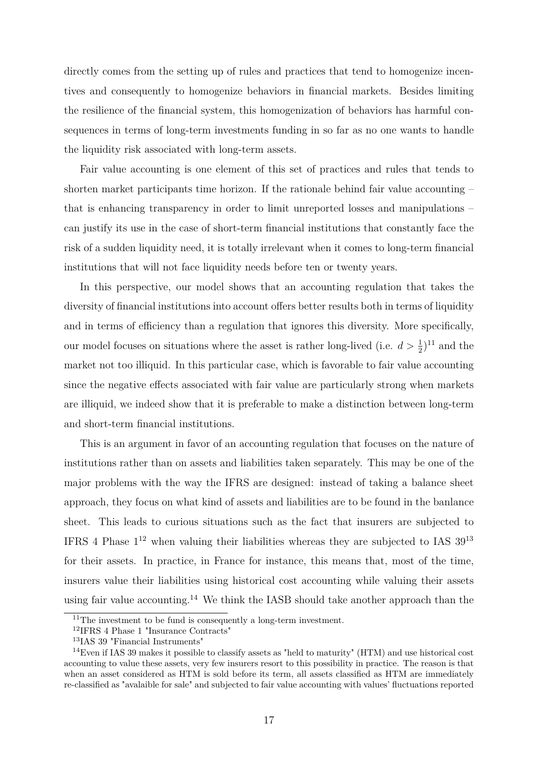directly comes from the setting up of rules and practices that tend to homogenize incentives and consequently to homogenize behaviors in financial markets. Besides limiting the resilience of the financial system, this homogenization of behaviors has harmful consequences in terms of long-term investments funding in so far as no one wants to handle the liquidity risk associated with long-term assets.

Fair value accounting is one element of this set of practices and rules that tends to shorten market participants time horizon. If the rationale behind fair value accounting – that is enhancing transparency in order to limit unreported losses and manipulations – can justify its use in the case of short-term financial institutions that constantly face the risk of a sudden liquidity need, it is totally irrelevant when it comes to long-term financial institutions that will not face liquidity needs before ten or twenty years.

In this perspective, our model shows that an accounting regulation that takes the diversity of financial institutions into account offers better results both in terms of liquidity and in terms of efficiency than a regulation that ignores this diversity. More specifically, our model focuses on situations where the asset is rather long-lived (i.e. $d > \frac{1}{2}$)[11] and the market not too illiquid. In this particular case, which is favorable to fair value accounting since the negative effects associated with fair value are particularly strong when markets are illiquid, we indeed show that it is preferable to make a distinction between long-term and short-term financial institutions.

This is an argument in favor of an accounting regulation that focuses on the nature of institutions rather than on assets and liabilities taken separately. This may be one of the major problems with the way the IFRS are designed: instead of taking a balance sheet approach, they focus on what kind of assets and liabilities are to be found in the banlance sheet. This leads to curious situations such as the fact that insurers are subjected to IFRS 4 Phase 1[12] when valuing their liabilities whereas they are subjected to IAS 39[13] for their assets. In practice, in France for instance, this means that, most of the time, insurers value their liabilities using historical cost accounting while valuing their assets using fair value accounting.[14] We think the IASB should take another approach than the

[11] The investment to be fund is consequently a long-term investment.

[12] IFRS 4 Phase 1 "Insurance Contracts"

[13] IAS 39 "Financial Instruments"

[14] Even if IAS 39 makes it possible to classify assets as "held to maturity" (HTM) and use historical cost accounting to value these assets, very few insurers resort to this possibility in practice. The reason is that when an asset considered as HTM is sold before its term, all assets classified as HTM are immediately re-classified as "avalaible for sale" and subjected to fair value accounting with values' fluctuations reported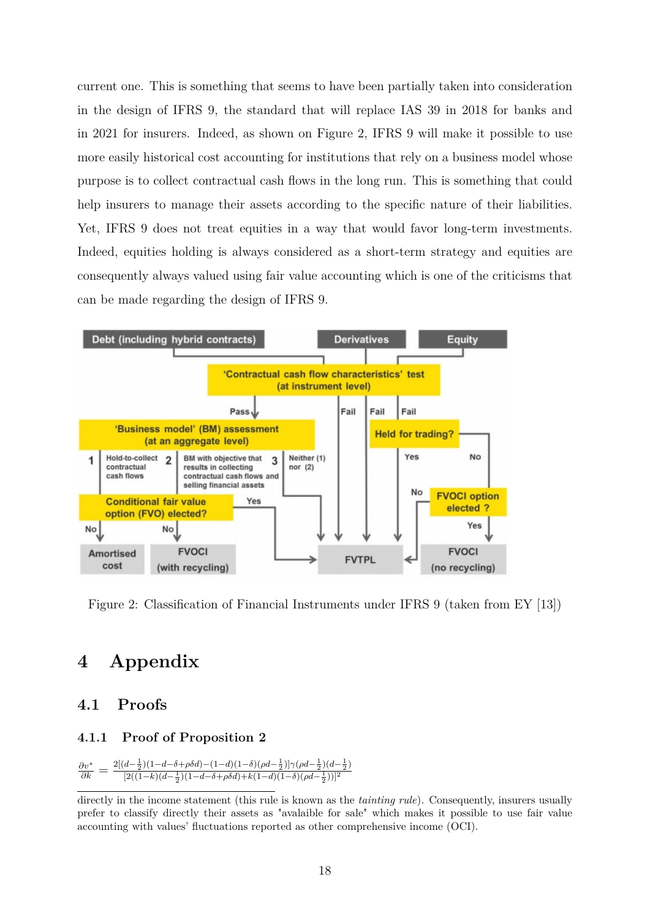current one. This is something that seems to have been partially taken into consideration in the design of IFRS 9, the standard that will replace IAS 39 in 2018 for banks and in 2021 for insurers. Indeed, as shown on Figure 2, IFRS 9 will make it possible to use more easily historical cost accounting for institutions that rely on a business model whose purpose is to collect contractual cash flows in the long run. This is something that could help insurers to manage their assets according to the specific nature of their liabilities. Yet, IFRS 9 does not treat equities in a way that would favor long-term investments. Indeed, equities holding is always considered as a short-term strategy and equities are consequently always valued using fair value accounting which is one of the criticisms that can be made regarding the design of IFRS 9.

Figure 2: Classification of Financial Instruments under IFRS 9 (taken from EY [13])

# 4 Appendix

## 4.1 Proofs

### 4.1.1 Proof of Proposition 2

$$\frac{\partial v^*}{\partial k} = \frac{2[(d-\frac{1}{2})(1-d-\delta+\rho\delta d)-(1-d)(1-\delta)(\rho d-\frac{1}{2})]\gamma(\rho d-\frac{1}{2})(d-\frac{1}{2})}{[2((1-k)(d-\frac{1}{2})(1-d-\delta+\rho\delta d)+k(1-d)(1-\delta)(\rho d-\frac{1}{2}))]^2}$$

directly in the income statement (this rule is known as the *tainting rule*). Consequently, insurers usually prefer to classify directly their assets as "avalaible for sale" which makes it possible to use fair value accounting with values' fluctuations reported as other comprehensive income (OCI).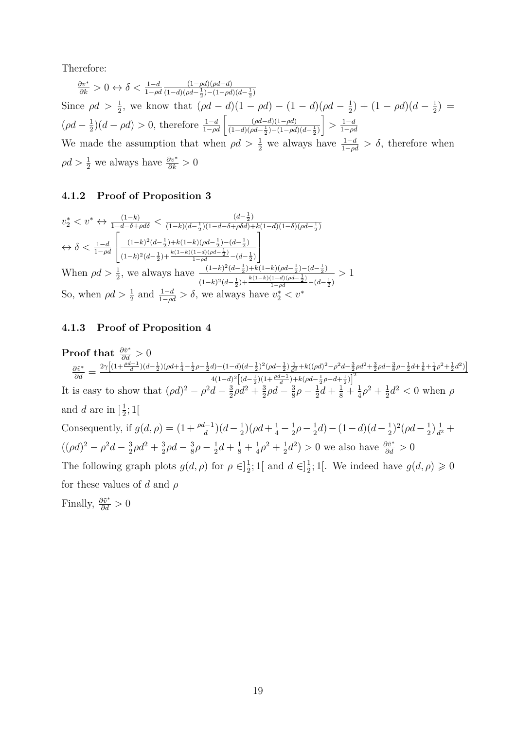Therefore:

$\frac{\partial v^*}{\partial k} > 0 \leftrightarrow \delta < \frac{1-d}{1-\rho d} \frac{(1-\rho d)(\rho d - d)}{(1-d)(\rho d - \frac{1}{2}) - (1-\rho d)(d-\frac{1}{2})}$

Since $\rho d > \frac{1}{2}$, we know that $(\rho d - d)(1-\rho d) - (1-d)(\rho d - \frac{1}{2}) + (1-\rho d)(d - \frac{1}{2}) = (\rho d - \frac{1}{2})(d - \rho d) > 0$, therefore $\frac{1-d}{1-\rho d}\left[\frac{(\rho d - d)(1-\rho d)}{(1-d)(\rho d - \frac{1}{2}) - (1-\rho d)(d - \frac{1}{2})}\right] > \frac{1-d}{1-\rho d}$

We made the assumption that when $\rho d > \frac{1}{2}$ we always have $\frac{1-d}{1-\rho d} > \delta$, therefore when $\rho d > \frac{1}{2}$ we always have $\frac{\partial v^*}{\partial k} > 0$

### 4.1.2 Proof of Proposition 3

$v_2^* < v^* \leftrightarrow \frac{(1-k)}{1-d-\delta+\rho d\delta} < \frac{(d-\frac{1}{2})}{(1-k)(d-\frac{1}{2})(1-d-\delta+\rho\delta d) + k(1-d)(1-\delta)(\rho d - \frac{1}{2})}$

$\leftrightarrow \delta < \frac{1-d}{1-\rho d}\left[\frac{(1-k)^2(d-\frac{1}{2}) + k(1-k)(\rho d - \frac{1}{2}) - (d-\frac{1}{2})}{(1-k)^2(d-\frac{1}{2}) + \frac{k(1-k)(1-d)(\rho d - \frac{1}{2})}{1-\rho d} - (d-\frac{1}{2})}\right]$

When $\rho d > \frac{1}{2}$, we always have $\frac{(1-k)^2(d-\frac{1}{2}) + k(1-k)(\rho d - \frac{1}{2}) - (d-\frac{1}{2})}{(1-k)^2(d-\frac{1}{2}) + \frac{k(1-k)(1-d)(\rho d - \frac{1}{2})}{1-\rho d} - (d-\frac{1}{2})} > 1$

So, when $\rho d > \frac{1}{2}$ and $\frac{1-d}{1-\rho d} > \delta$, we always have $v_2^* < v^*$

### 4.1.3 Proof of Proposition 4

**Proof that $\frac{\partial \tilde{v}^*}{\partial d} > 0$**

$\frac{\partial \tilde{v}^*}{\partial d} = \frac{2\gamma\left[(1+\frac{\rho d-1}{d})(d-\frac{1}{2})(\rho d + \frac{1}{4} - \frac{1}{2}\rho - \frac{1}{2}d) - (1-d)(d-\frac{1}{2})^2(\rho d - \frac{1}{2})\frac{1}{d^2} + k((\rho d)^2 - \rho^2 d - \frac{3}{2}\rho d^2 + \frac{3}{2}\rho d - \frac{3}{8}\rho - \frac{1}{2}d + \frac{1}{8} + \frac{1}{4}\rho^2 + \frac{1}{2}d^2)\right]}{4(1-d)^2\left[(d-\frac{1}{2})(1+\frac{\rho d-1}{d}) + k(\rho d - \frac{1}{2}\rho - d + \frac{1}{2})\right]^2}$

It is easy to show that $(\rho d)^2 - \rho^2 d - \frac{3}{2}\rho d^2 + \frac{3}{2}\rho d - \frac{3}{8}\rho - \frac{1}{2}d + \frac{1}{8} + \frac{1}{4}\rho^2 + \frac{1}{2}d^2 < 0$ when $\rho$ and $d$ are in $]\frac{1}{2};1[$

Consequently, if $g(d,\rho) = (1+\frac{\rho d-1}{d})(d-\frac{1}{2})(\rho d + \frac{1}{4} - \frac{1}{2}\rho - \frac{1}{2}d) - (1-d)(d-\frac{1}{2})^2(\rho d - \frac{1}{2})\frac{1}{d^2} + ((\rho d)^2 - \rho^2 d - \frac{3}{2}\rho d^2 + \frac{3}{2}\rho d - \frac{3}{8}\rho - \frac{1}{2}d + \frac{1}{8} + \frac{1}{4}\rho^2 + \frac{1}{2}d^2) > 0$ we also have $\frac{\partial \tilde{v}^*}{\partial d} > 0$

The following graph plots $g(d,\rho)$ for $\rho \in ]\frac{1}{2};1[$ and $d \in ]\frac{1}{2};1[$. We indeed have $g(d,\rho) \geqslant 0$ for these values of $d$ and $\rho$

Finally, $\frac{\partial \tilde{v}^*}{\partial d} > 0$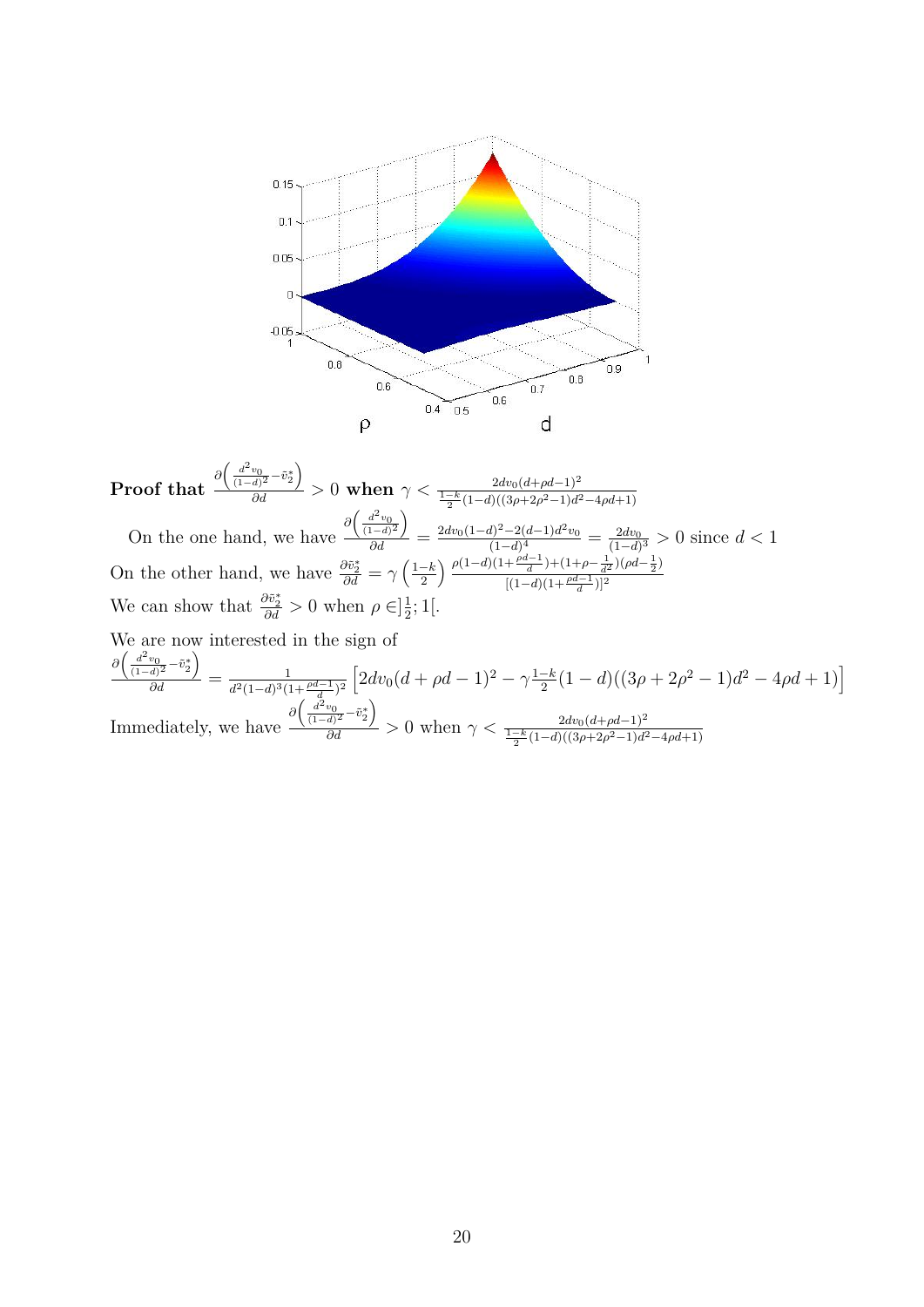**Proof that** $\frac{\partial\left(\frac{d^2 v_0}{(1-d)^2} - \tilde{v}_2^*\right)}{\partial d} > 0$ **when** $\gamma < \frac{2dv_0(d+\rho d-1)^2}{\frac{1-k}{2}(1-d)((3\rho+2\rho^2-1)d^2-4\rho d+1)}$

On the one hand, we have $\frac{\partial\left(\frac{d^2 v_0}{(1-d)^2}\right)}{\partial d} = \frac{2dv_0(1-d)^2 - 2(d-1)d^2 v_0}{(1-d)^4} = \frac{2dv_0}{(1-d)^3} > 0$ since $d < 1$

On the other hand, we have $\frac{\partial \tilde{v}_2^*}{\partial d} = \gamma\left(\frac{1-k}{2}\right)\frac{\rho(1-d)(1+\frac{\rho d-1}{d})+(1+\rho-\frac{1}{d^2})(\rho d-\frac{1}{2})}{[(1-d)(1+\frac{\rho d-1}{d})]^2}$

We can show that $\frac{\partial \tilde{v}_2^*}{\partial d} > 0$ when $\rho \in ]\frac{1}{2}; 1[$.

We are now interested in the sign of

$\frac{\partial\left(\frac{d^2 v_0}{(1-d)^2} - \tilde{v}_2^*\right)}{\partial d} = \frac{1}{d^2(1-d)^3(1+\frac{\rho d-1}{d})^2}\left[2dv_0(d+\rho d-1)^2 - \gamma\frac{1-k}{2}(1-d)((3\rho+2\rho^2-1)d^2-4\rho d+1)\right]$

Immediately, we have $\frac{\partial\left(\frac{d^2 v_0}{(1-d)^2} - \tilde{v}_2^*\right)}{\partial d} > 0$ when $\gamma < \frac{2dv_0(d+\rho d-1)^2}{\frac{1-k}{2}(1-d)((3\rho+2\rho^2-1)d^2-4\rho d+1)}$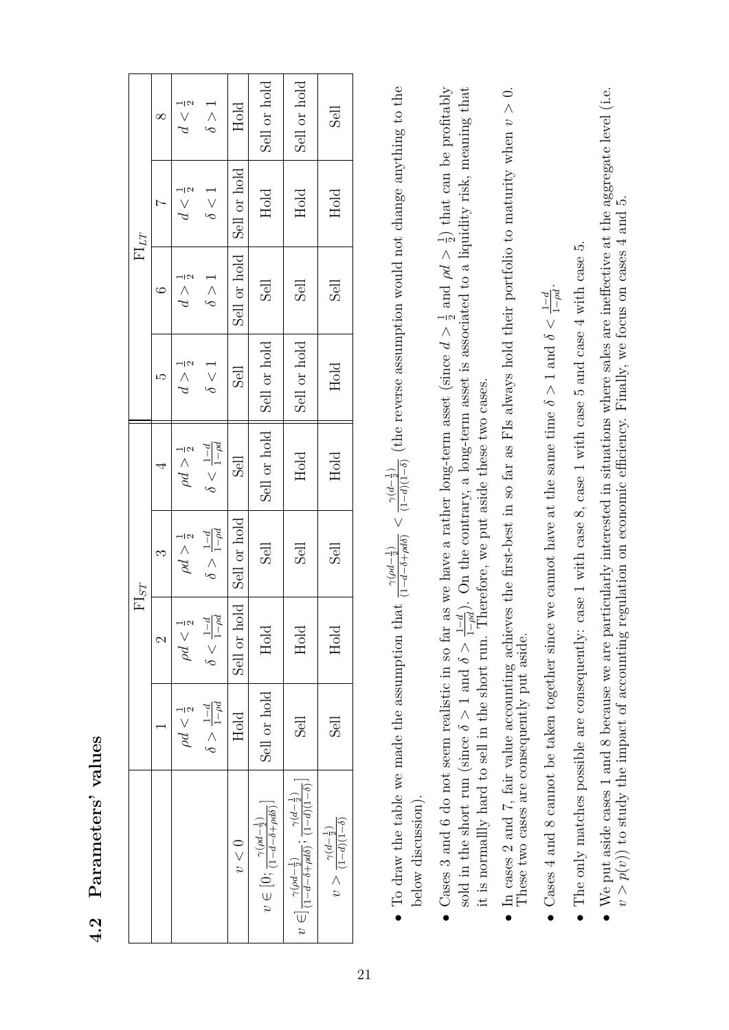## 4.2 Parameters' values

| | $\mathrm{FI}_{ST}$ | | | | $\mathrm{FI}_{LT}$ | | | |
|---|---|---|---|---|---|---|---|---|
| | 1 | 2 | 3 | 4 | 5 | 6 | 7 | 8 |
| | $\rho d < \frac{1}{2}$ $\delta > \frac{1-d}{1-\rho d}$ | $\rho d < \frac{1}{2}$ $\delta < \frac{1-d}{1-\rho d}$ | $\rho d > \frac{1}{2}$ $\delta > \frac{1-d}{1-\rho d}$ | $\rho d > \frac{1}{2}$ $\delta < \frac{1-d}{1-\rho d}$ | $d > \frac{1}{2}$ $\delta < 1$ | $d > \frac{1}{2}$ $\delta > 1$ | $d < \frac{1}{2}$ $\delta < 1$ | $d < \frac{1}{2}$ $\delta > 1$ |
| $v < 0$ | Hold | Sell or hold | Sell or hold | Sell | Sell | Sell or hold | Sell or hold | Hold |
| $v \in [0; \frac{\gamma(\rho d - \frac{1}{2})}{(1-d-\delta+\rho d\delta)}]$ | Sell or hold | Hold | Sell | Sell or hold | Sell or hold | Sell | Hold | Sell or hold |
| $v \in ]\frac{\gamma(\rho d - \frac{1}{2})}{(1-d-\delta+\rho d\delta)}; \frac{\gamma(d-\frac{1}{2})}{(1-d)(1-\delta)}]$ | Sell | Hold | Sell | Hold | Sell or hold | Sell | Hold | Sell or hold |
| $v > \frac{\gamma(d-\frac{1}{2})}{(1-d)(1-\delta)}$ | Sell | Hold | Sell | Hold | Hold | Sell | Hold | Sell |

- To draw the table we made the assumption that $\frac{\gamma(\rho d - \frac{1}{2})}{(1-d-\delta+\rho d\delta)} < \frac{\gamma(d-\frac{1}{2})}{(1-d)(1-\delta)}$ (the reverse assumption would not change anything to the below discussion).
- Cases 3 and 6 do not seem realistic in so far as we have a rather long-term asset (since $d > \frac{1}{2}$ and $\rho d > \frac{1}{2}$) that can be profitably sold in the short run (since $\delta > 1$ and $\delta > \frac{1-d}{1-\rho d}$). On the contrary, a long-term asset is associated to a liquidity risk, meaning that it is normally hard to sell in the short run. Therefore, we put aside these two cases.
- In cases 2 and 7, fair value accounting achieves the first-best in so far as FIs always hold their portfolio to maturity when $v > 0$. These two cases are consequently put aside.
- Cases 4 and 8 cannot be taken together since we cannot have at the same time $\delta > 1$ and $\delta < \frac{1-d}{1-\rho d}$.
- The only matches possible are consequently: case 1 with case 8, case 1 with case 5 and case 4 with case 5.
- We put aside cases 1 and 8 because we are particularly interested in situations where sales are ineffective at the aggregate level (i.e. $v > p(v)$) to study the impact of accounting regulation on economic efficiency. Finally, we focus on cases 4 and 5.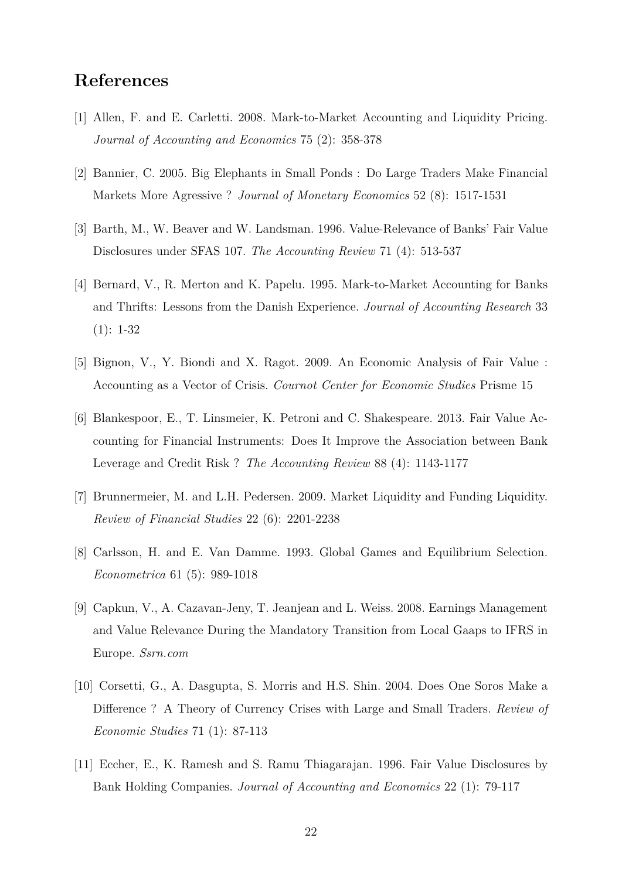# References

[1] Allen, F. and E. Carletti. 2008. Mark-to-Market Accounting and Liquidity Pricing. *Journal of Accounting and Economics* 75 (2): 358-378

[2] Bannier, C. 2005. Big Elephants in Small Ponds : Do Large Traders Make Financial Markets More Agressive ? *Journal of Monetary Economics* 52 (8): 1517-1531

[3] Barth, M., W. Beaver and W. Landsman. 1996. Value-Relevance of Banks' Fair Value Disclosures under SFAS 107. *The Accounting Review* 71 (4): 513-537

[4] Bernard, V., R. Merton and K. Papelu. 1995. Mark-to-Market Accounting for Banks and Thrifts: Lessons from the Danish Experience. *Journal of Accounting Research* 33 (1): 1-32

[5] Bignon, V., Y. Biondi and X. Ragot. 2009. An Economic Analysis of Fair Value : Accounting as a Vector of Crisis. *Cournot Center for Economic Studies* Prisme 15

[6] Blankespoor, E., T. Linsmeier, K. Petroni and C. Shakespeare. 2013. Fair Value Accounting for Financial Instruments: Does It Improve the Association between Bank Leverage and Credit Risk ? *The Accounting Review* 88 (4): 1143-1177

[7] Brunnermeier, M. and L.H. Pedersen. 2009. Market Liquidity and Funding Liquidity. *Review of Financial Studies* 22 (6): 2201-2238

[8] Carlsson, H. and E. Van Damme. 1993. Global Games and Equilibrium Selection. *Econometrica* 61 (5): 989-1018

[9] Capkun, V., A. Cazavan-Jeny, T. Jeanjean and L. Weiss. 2008. Earnings Management and Value Relevance During the Mandatory Transition from Local Gaaps to IFRS in Europe. *Ssrn.com*

[10] Corsetti, G., A. Dasgupta, S. Morris and H.S. Shin. 2004. Does One Soros Make a Difference ? A Theory of Currency Crises with Large and Small Traders. *Review of Economic Studies* 71 (1): 87-113

[11] Eccher, E., K. Ramesh and S. Ramu Thiagarajan. 1996. Fair Value Disclosures by Bank Holding Companies. *Journal of Accounting and Economics* 22 (1): 79-117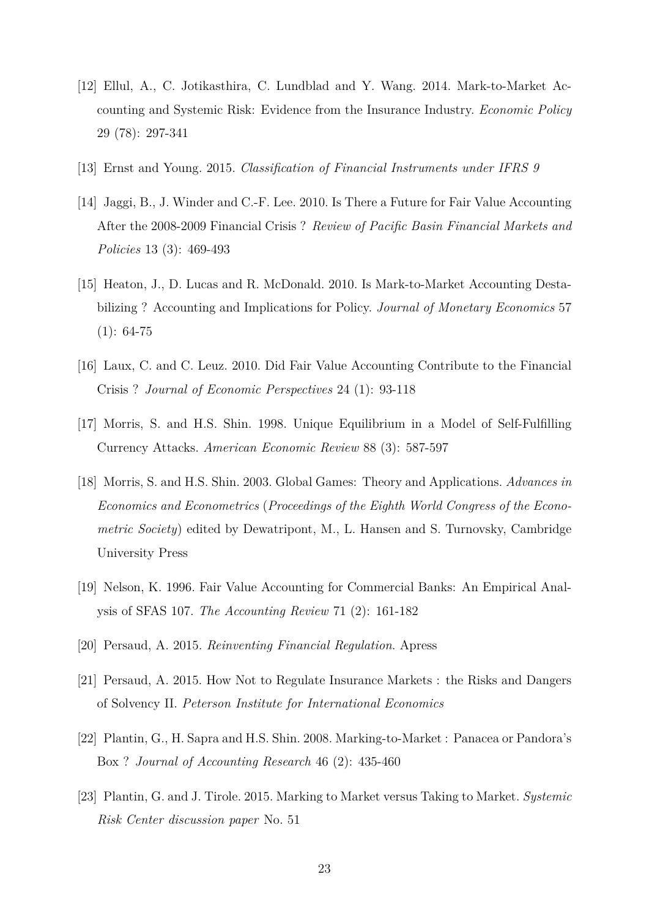[12] Ellul, A., C. Jotikasthira, C. Lundblad and Y. Wang. 2014. Mark-to-Market Accounting and Systemic Risk: Evidence from the Insurance Industry. *Economic Policy* 29 (78): 297-341

[13] Ernst and Young. 2015. *Classification of Financial Instruments under IFRS 9*

[14] Jaggi, B., J. Winder and C.-F. Lee. 2010. Is There a Future for Fair Value Accounting After the 2008-2009 Financial Crisis ? *Review of Pacific Basin Financial Markets and Policies* 13 (3): 469-493

[15] Heaton, J., D. Lucas and R. McDonald. 2010. Is Mark-to-Market Accounting Destabilizing ? Accounting and Implications for Policy. *Journal of Monetary Economics* 57 (1): 64-75

[16] Laux, C. and C. Leuz. 2010. Did Fair Value Accounting Contribute to the Financial Crisis ? *Journal of Economic Perspectives* 24 (1): 93-118

[17] Morris, S. and H.S. Shin. 1998. Unique Equilibrium in a Model of Self-Fulfilling Currency Attacks. *American Economic Review* 88 (3): 587-597

[18] Morris, S. and H.S. Shin. 2003. Global Games: Theory and Applications. *Advances in Economics and Econometrics* (*Proceedings of the Eighth World Congress of the Econometric Society*) edited by Dewatripont, M., L. Hansen and S. Turnovsky, Cambridge University Press

[19] Nelson, K. 1996. Fair Value Accounting for Commercial Banks: An Empirical Analysis of SFAS 107. *The Accounting Review* 71 (2): 161-182

[20] Persaud, A. 2015. *Reinventing Financial Regulation*. Apress

[21] Persaud, A. 2015. How Not to Regulate Insurance Markets : the Risks and Dangers of Solvency II. *Peterson Institute for International Economics*

[22] Plantin, G., H. Sapra and H.S. Shin. 2008. Marking-to-Market : Panacea or Pandora's Box ? *Journal of Accounting Research* 46 (2): 435-460

[23] Plantin, G. and J. Tirole. 2015. Marking to Market versus Taking to Market. *Systemic Risk Center discussion paper* No. 51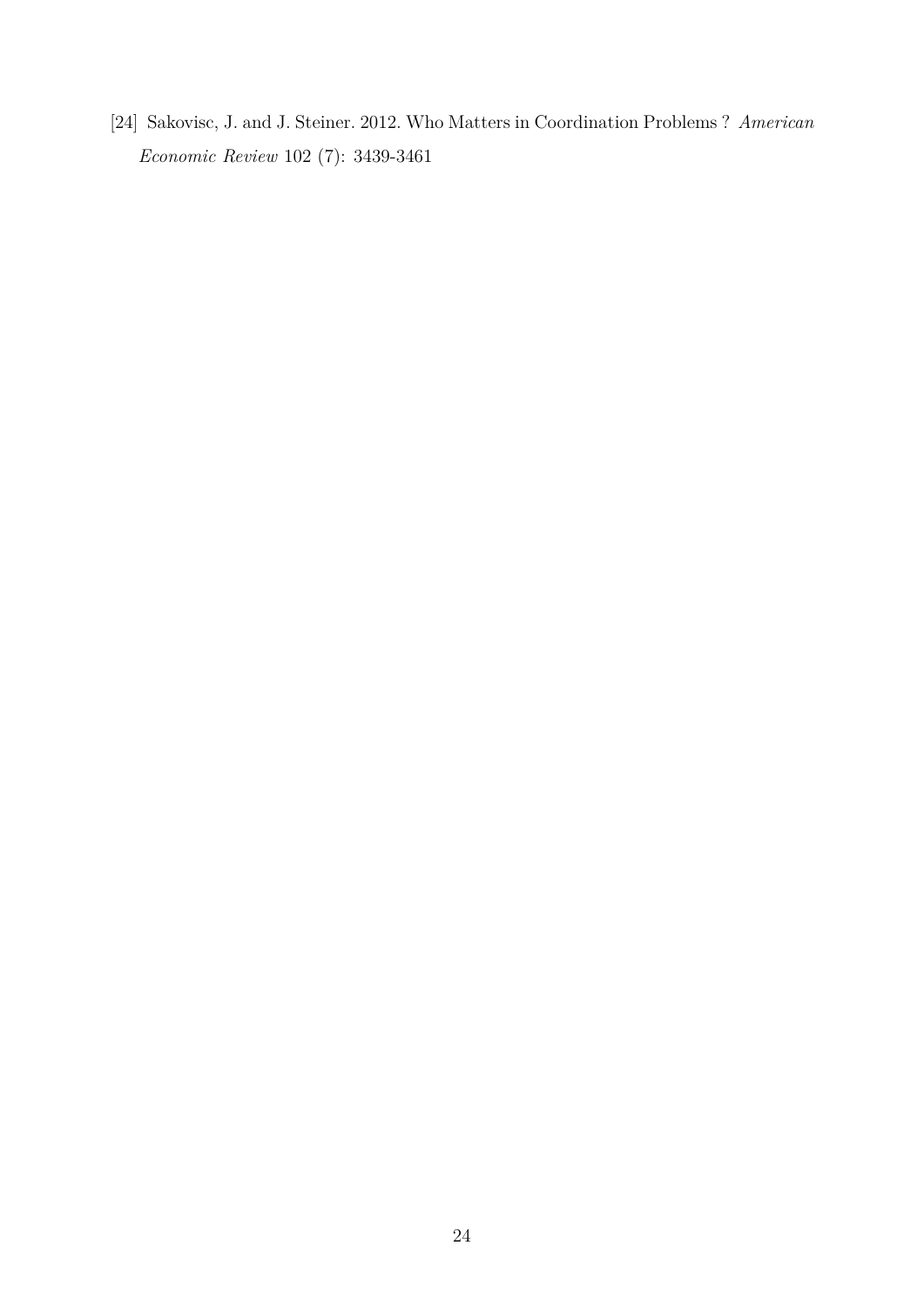[24] Sakovisc, J. and J. Steiner. 2012. Who Matters in Coordination Problems ? *American Economic Review* 102 (7): 3439-3461